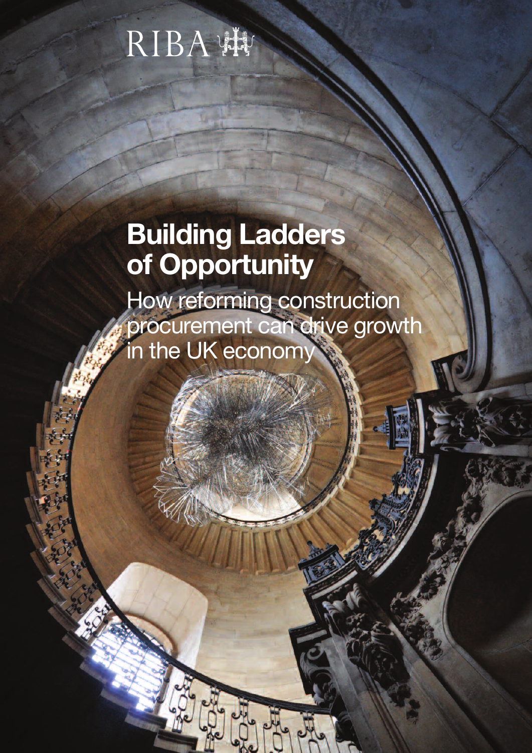RIBA

# Building Ladders of Opportunity

## How reforming construction procurement can drive growth in the UK economy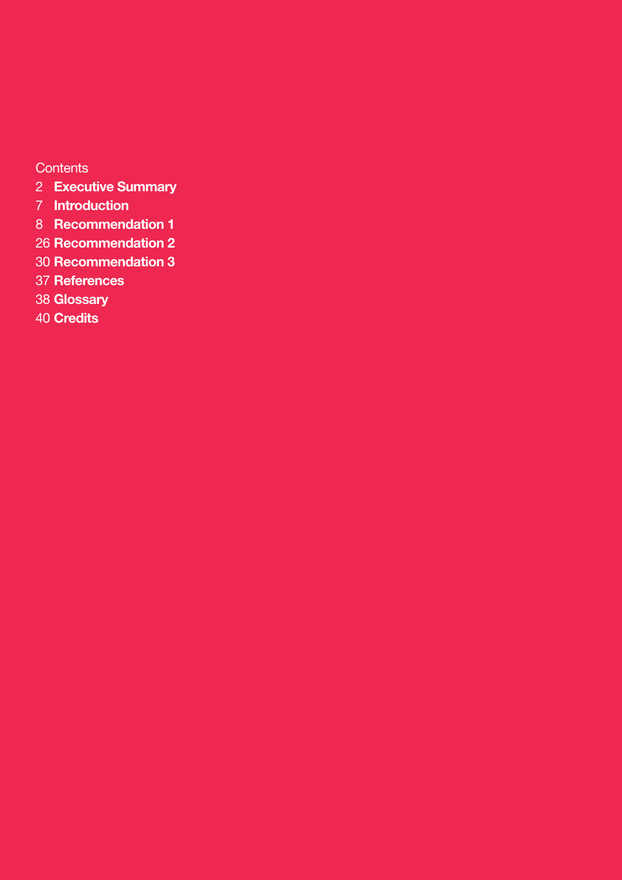Contents

2 **Executive Summary**
7 **Introduction**
8 **Recommendation 1**
26 **Recommendation 2**
30 **Recommendation 3**
37 **References**
38 **Glossary**
40 **Credits**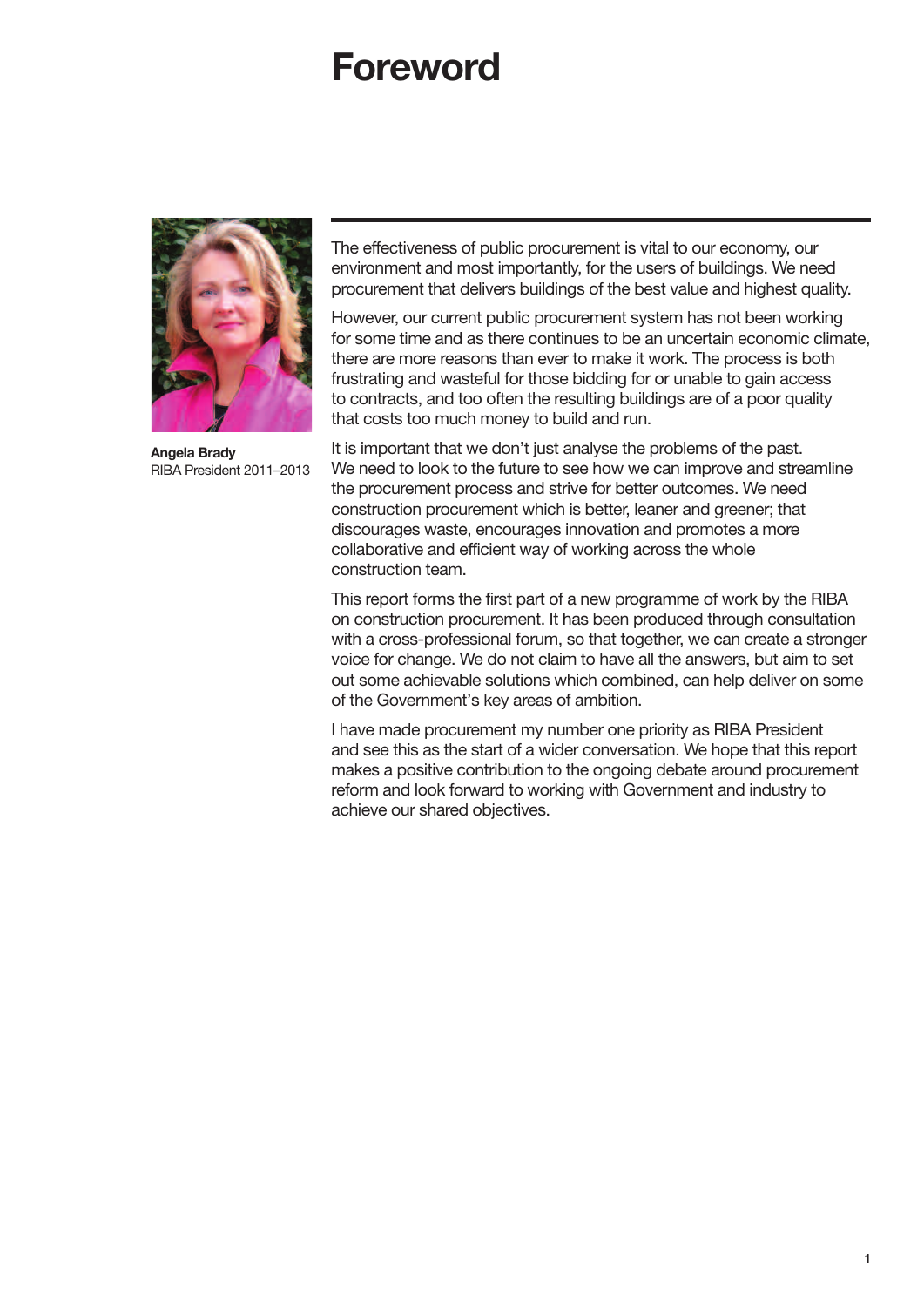# Foreword

**Angela Brady**
RIBA President 2011–2013

The effectiveness of public procurement is vital to our economy, our environment and most importantly, for the users of buildings. We need procurement that delivers buildings of the best value and highest quality.

However, our current public procurement system has not been working for some time and as there continues to be an uncertain economic climate, there are more reasons than ever to make it work. The process is both frustrating and wasteful for those bidding for or unable to gain access to contracts, and too often the resulting buildings are of a poor quality that costs too much money to build and run.

It is important that we don't just analyse the problems of the past. We need to look to the future to see how we can improve and streamline the procurement process and strive for better outcomes. We need construction procurement which is better, leaner and greener; that discourages waste, encourages innovation and promotes a more collaborative and efficient way of working across the whole construction team.

This report forms the first part of a new programme of work by the RIBA on construction procurement. It has been produced through consultation with a cross-professional forum, so that together, we can create a stronger voice for change. We do not claim to have all the answers, but aim to set out some achievable solutions which combined, can help deliver on some of the Government's key areas of ambition.

I have made procurement my number one priority as RIBA President and see this as the start of a wider conversation. We hope that this report makes a positive contribution to the ongoing debate around procurement reform and look forward to working with Government and industry to achieve our shared objectives.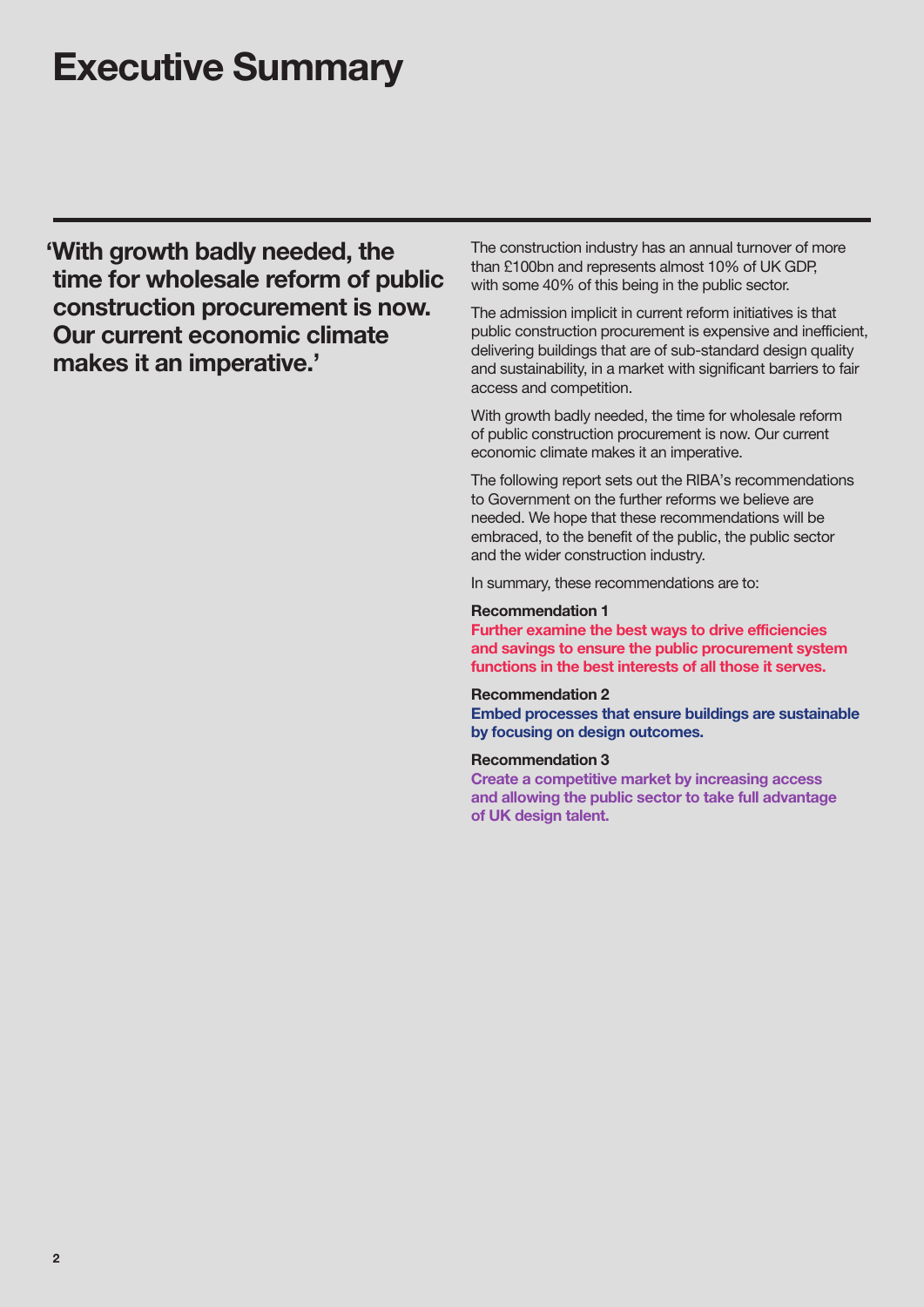# Executive Summary

**'With growth badly needed, the time for wholesale reform of public construction procurement is now. Our current economic climate makes it an imperative.'**

The construction industry has an annual turnover of more than £100bn and represents almost 10% of UK GDP, with some 40% of this being in the public sector.

The admission implicit in current reform initiatives is that public construction procurement is expensive and inefficient, delivering buildings that are of sub-standard design quality and sustainability, in a market with significant barriers to fair access and competition.

With growth badly needed, the time for wholesale reform of public construction procurement is now. Our current economic climate makes it an imperative.

The following report sets out the RIBA's recommendations to Government on the further reforms we believe are needed. We hope that these recommendations will be embraced, to the benefit of the public, the public sector and the wider construction industry.

In summary, these recommendations are to:

**Recommendation 1**
**Further examine the best ways to drive efficiencies and savings to ensure the public procurement system functions in the best interests of all those it serves.**

**Recommendation 2**
**Embed processes that ensure buildings are sustainable by focusing on design outcomes.**

**Recommendation 3**
**Create a competitive market by increasing access and allowing the public sector to take full advantage of UK design talent.**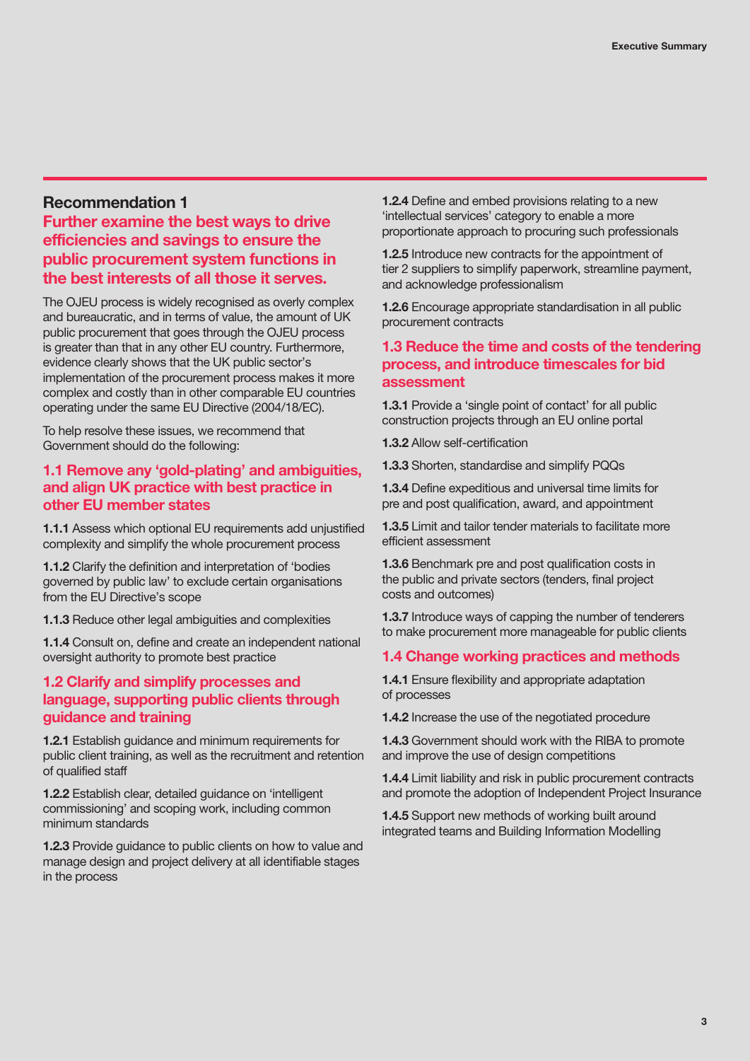## Recommendation 1

### Further examine the best ways to drive efficiencies and savings to ensure the public procurement system functions in the best interests of all those it serves.

The OJEU process is widely recognised as overly complex and bureaucratic, and in terms of value, the amount of UK public procurement that goes through the OJEU process is greater than that in any other EU country. Furthermore, evidence clearly shows that the UK public sector's implementation of the procurement process makes it more complex and costly than in other comparable EU countries operating under the same EU Directive (2004/18/EC).

To help resolve these issues, we recommend that Government should do the following:

### 1.1 Remove any 'gold-plating' and ambiguities, and align UK practice with best practice in other EU member states

**1.1.1** Assess which optional EU requirements add unjustified complexity and simplify the whole procurement process

**1.1.2** Clarify the definition and interpretation of 'bodies governed by public law' to exclude certain organisations from the EU Directive's scope

**1.1.3** Reduce other legal ambiguities and complexities

**1.1.4** Consult on, define and create an independent national oversight authority to promote best practice

### 1.2 Clarify and simplify processes and language, supporting public clients through guidance and training

**1.2.1** Establish guidance and minimum requirements for public client training, as well as the recruitment and retention of qualified staff

**1.2.2** Establish clear, detailed guidance on 'intelligent commissioning' and scoping work, including common minimum standards

**1.2.3** Provide guidance to public clients on how to value and manage design and project delivery at all identifiable stages in the process

**1.2.4** Define and embed provisions relating to a new 'intellectual services' category to enable a more proportionate approach to procuring such professionals

**1.2.5** Introduce new contracts for the appointment of tier 2 suppliers to simplify paperwork, streamline payment, and acknowledge professionalism

**1.2.6** Encourage appropriate standardisation in all public procurement contracts

### 1.3 Reduce the time and costs of the tendering process, and introduce timescales for bid assessment

**1.3.1** Provide a 'single point of contact' for all public construction projects through an EU online portal

**1.3.2** Allow self-certification

**1.3.3** Shorten, standardise and simplify PQQs

**1.3.4** Define expeditious and universal time limits for pre and post qualification, award, and appointment

**1.3.5** Limit and tailor tender materials to facilitate more efficient assessment

**1.3.6** Benchmark pre and post qualification costs in the public and private sectors (tenders, final project costs and outcomes)

**1.3.7** Introduce ways of capping the number of tenderers to make procurement more manageable for public clients

### 1.4 Change working practices and methods

**1.4.1** Ensure flexibility and appropriate adaptation of processes

**1.4.2** Increase the use of the negotiated procedure

**1.4.3** Government should work with the RIBA to promote and improve the use of design competitions

**1.4.4** Limit liability and risk in public procurement contracts and promote the adoption of Independent Project Insurance

**1.4.5** Support new methods of working built around integrated teams and Building Information Modelling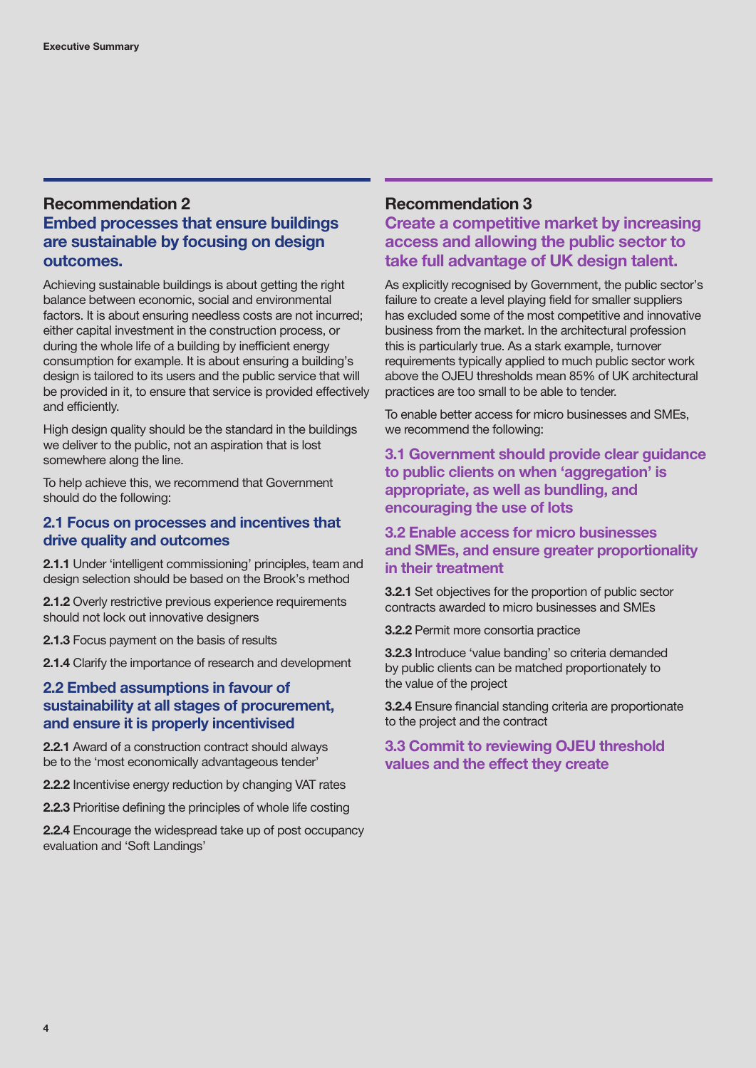## Recommendation 2

### Embed processes that ensure buildings are sustainable by focusing on design outcomes.

Achieving sustainable buildings is about getting the right balance between economic, social and environmental factors. It is about ensuring needless costs are not incurred; either capital investment in the construction process, or during the whole life of a building by inefficient energy consumption for example. It is about ensuring a building's design is tailored to its users and the public service that will be provided in it, to ensure that service is provided effectively and efficiently.

High design quality should be the standard in the buildings we deliver to the public, not an aspiration that is lost somewhere along the line.

To help achieve this, we recommend that Government should do the following:

#### 2.1 Focus on processes and incentives that drive quality and outcomes

**2.1.1** Under 'intelligent commissioning' principles, team and design selection should be based on the Brook's method

**2.1.2** Overly restrictive previous experience requirements should not lock out innovative designers

**2.1.3** Focus payment on the basis of results

**2.1.4** Clarify the importance of research and development

#### 2.2 Embed assumptions in favour of sustainability at all stages of procurement, and ensure it is properly incentivised

**2.2.1** Award of a construction contract should always be to the 'most economically advantageous tender'

**2.2.2** Incentivise energy reduction by changing VAT rates

**2.2.3** Prioritise defining the principles of whole life costing

**2.2.4** Encourage the widespread take up of post occupancy evaluation and 'Soft Landings'

## Recommendation 3

### Create a competitive market by increasing access and allowing the public sector to take full advantage of UK design talent.

As explicitly recognised by Government, the public sector's failure to create a level playing field for smaller suppliers has excluded some of the most competitive and innovative business from the market. In the architectural profession this is particularly true. As a stark example, turnover requirements typically applied to much public sector work above the OJEU thresholds mean 85% of UK architectural practices are too small to be able to tender.

To enable better access for micro businesses and SMEs, we recommend the following:

#### 3.1 Government should provide clear guidance to public clients on when 'aggregation' is appropriate, as well as bundling, and encouraging the use of lots

#### 3.2 Enable access for micro businesses and SMEs, and ensure greater proportionality in their treatment

**3.2.1** Set objectives for the proportion of public sector contracts awarded to micro businesses and SMEs

**3.2.2** Permit more consortia practice

**3.2.3** Introduce 'value banding' so criteria demanded by public clients can be matched proportionately to the value of the project

**3.2.4** Ensure financial standing criteria are proportionate to the project and the contract

#### 3.3 Commit to reviewing OJEU threshold values and the effect they create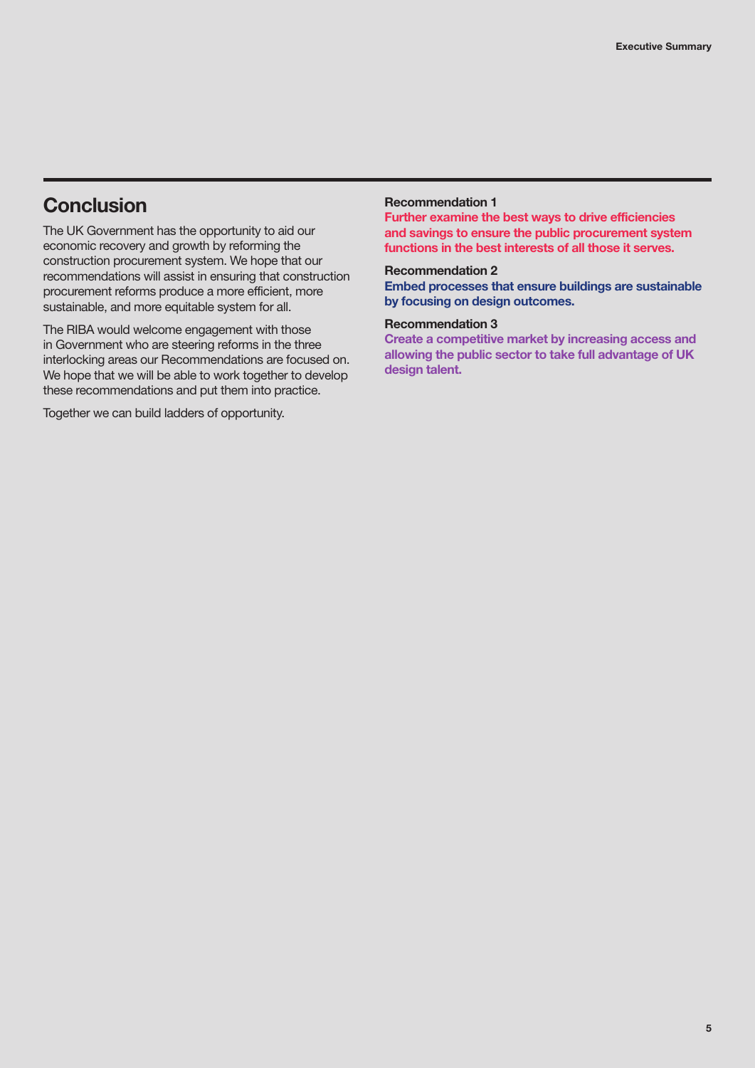## Conclusion

The UK Government has the opportunity to aid our economic recovery and growth by reforming the construction procurement system. We hope that our recommendations will assist in ensuring that construction procurement reforms produce a more efficient, more sustainable, and more equitable system for all.

The RIBA would welcome engagement with those in Government who are steering reforms in the three interlocking areas our Recommendations are focused on. We hope that we will be able to work together to develop these recommendations and put them into practice.

Together we can build ladders of opportunity.

**Recommendation 1**

**Further examine the best ways to drive efficiencies and savings to ensure the public procurement system functions in the best interests of all those it serves.**

**Recommendation 2**

**Embed processes that ensure buildings are sustainable by focusing on design outcomes.**

**Recommendation 3**

**Create a competitive market by increasing access and allowing the public sector to take full advantage of UK design talent.**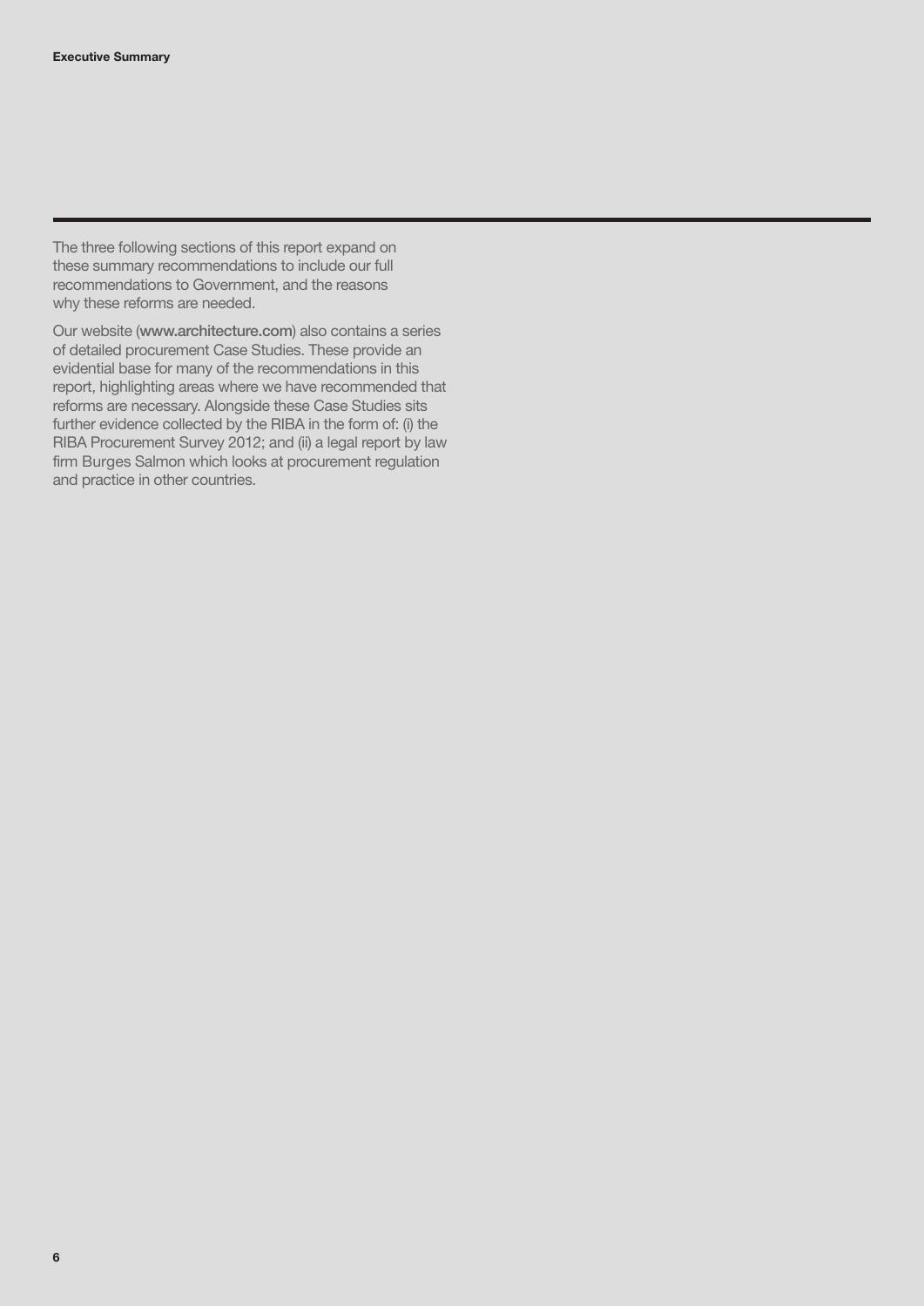The three following sections of this report expand on these summary recommendations to include our full recommendations to Government, and the reasons why these reforms are needed.

Our website (www.architecture.com) also contains a series of detailed procurement Case Studies. These provide an evidential base for many of the recommendations in this report, highlighting areas where we have recommended that reforms are necessary. Alongside these Case Studies sits further evidence collected by the RIBA in the form of: (i) the RIBA Procurement Survey 2012; and (ii) a legal report by law firm Burges Salmon which looks at procurement regulation and practice in other countries.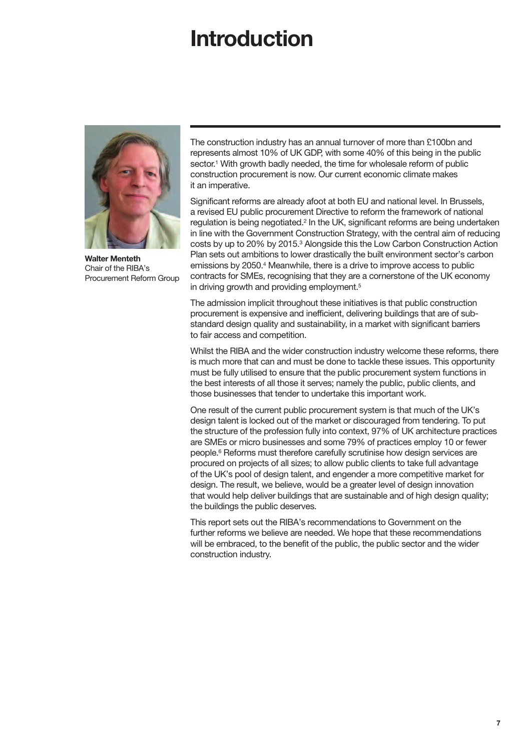# Introduction

**Walter Menteth**
Chair of the RIBA's Procurement Reform Group

The construction industry has an annual turnover of more than £100bn and represents almost 10% of UK GDP, with some 40% of this being in the public sector.[1] With growth badly needed, the time for wholesale reform of public construction procurement is now. Our current economic climate makes it an imperative.

Significant reforms are already afoot at both EU and national level. In Brussels, a revised EU public procurement Directive to reform the framework of national regulation is being negotiated.[2] In the UK, significant reforms are being undertaken in line with the Government Construction Strategy, with the central aim of reducing costs by up to 20% by 2015.[3] Alongside this the Low Carbon Construction Action Plan sets out ambitions to lower drastically the built environment sector's carbon emissions by 2050.[4] Meanwhile, there is a drive to improve access to public contracts for SMEs, recognising that they are a cornerstone of the UK economy in driving growth and providing employment.[5]

The admission implicit throughout these initiatives is that public construction procurement is expensive and inefficient, delivering buildings that are of sub-standard design quality and sustainability, in a market with significant barriers to fair access and competition.

Whilst the RIBA and the wider construction industry welcome these reforms, there is much more that can and must be done to tackle these issues. This opportunity must be fully utilised to ensure that the public procurement system functions in the best interests of all those it serves; namely the public, public clients, and those businesses that tender to undertake this important work.

One result of the current public procurement system is that much of the UK's design talent is locked out of the market or discouraged from tendering. To put the structure of the profession fully into context, 97% of UK architecture practices are SMEs or micro businesses and some 79% of practices employ 10 or fewer people.[6] Reforms must therefore carefully scrutinise how design services are procured on projects of all sizes; to allow public clients to take full advantage of the UK's pool of design talent, and engender a more competitive market for design. The result, we believe, would be a greater level of design innovation that would help deliver buildings that are sustainable and of high design quality; the buildings the public deserves.

This report sets out the RIBA's recommendations to Government on the further reforms we believe are needed. We hope that these recommendations will be embraced, to the benefit of the public, the public sector and the wider construction industry.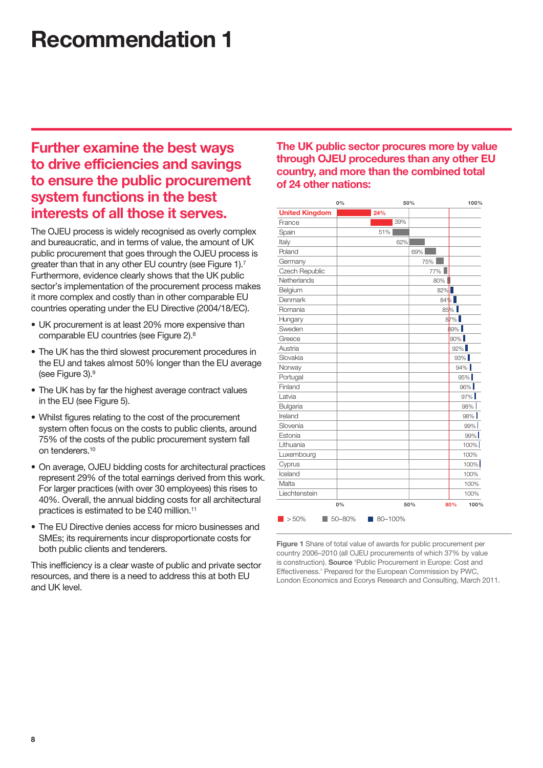# Recommendation 1

## Further examine the best ways to drive efficiencies and savings to ensure the public procurement system functions in the best interests of all those it serves.

The OJEU process is widely recognised as overly complex and bureaucratic, and in terms of value, the amount of UK public procurement that goes through the OJEU process is greater than that in any other EU country (see Figure 1).[7] Furthermore, evidence clearly shows that the UK public sector's implementation of the procurement process makes it more complex and costly than in other comparable EU countries operating under the EU Directive (2004/18/EC).

- UK procurement is at least 20% more expensive than comparable EU countries (see Figure 2).[8]
- The UK has the third slowest procurement procedures in the EU and takes almost 50% longer than the EU average (see Figure 3).[9]
- The UK has by far the highest average contract values in the EU (see Figure 5).
- Whilst figures relating to the cost of the procurement system often focus on the costs to public clients, around 75% of the costs of the public procurement system fall on tenderers.[10]
- On average, OJEU bidding costs for architectural practices represent 29% of the total earnings derived from this work. For larger practices (with over 30 employees) this rises to 40%. Overall, the annual bidding costs for all architectural practices is estimated to be £40 million.[11]
- The EU Directive denies access for micro businesses and SMEs; its requirements incur disproportionate costs for both public clients and tenderers.

This inefficiency is a clear waste of public and private sector resources, and there is a need to address this at both EU and UK level.

## The UK public sector procures more by value through OJEU procedures than any other EU country, and more than the combined total of 24 other nations:

| Country | Cumulative share |
|---|---|
| United Kingdom | 24% |
| France | 39% |
| Spain | 51% |
| Italy | 62% |
| Poland | 69% |
| Germany | 75% |
| Czech Republic | 77% |
| Netherlands | 80% |
| Belgium | 82% |
| Denmark | 84% |
| Romania | 85% |
| Hungary | 87% |
| Sweden | 89% |
| Greece | 90% |
| Austria | 92% |
| Slovakia | 93% |
| Norway | 94% |
| Portugal | 95% |
| Finland | 96% |
| Latvia | 97% |
| Bulgaria | 98% |
| Ireland | 98% |
| Slovenia | 99% |
| Estonia | 99% |
| Lithuania | 100% |
| Luxembourg | 100% |
| Cyprus | 100% |
| Iceland | 100% |
| Malta | 100% |
| Liechtenstein | 100% |

Key: > 50% · 50–80% · 80–100%

**Figure 1** Share of total value of awards for public procurement per country 2006–2010 (all OJEU procurements of which 37% by value is construction). **Source** 'Public Procurement in Europe: Cost and Effectiveness.' Prepared for the European Commission by PWC, London Economics and Ecorys Research and Consulting, March 2011.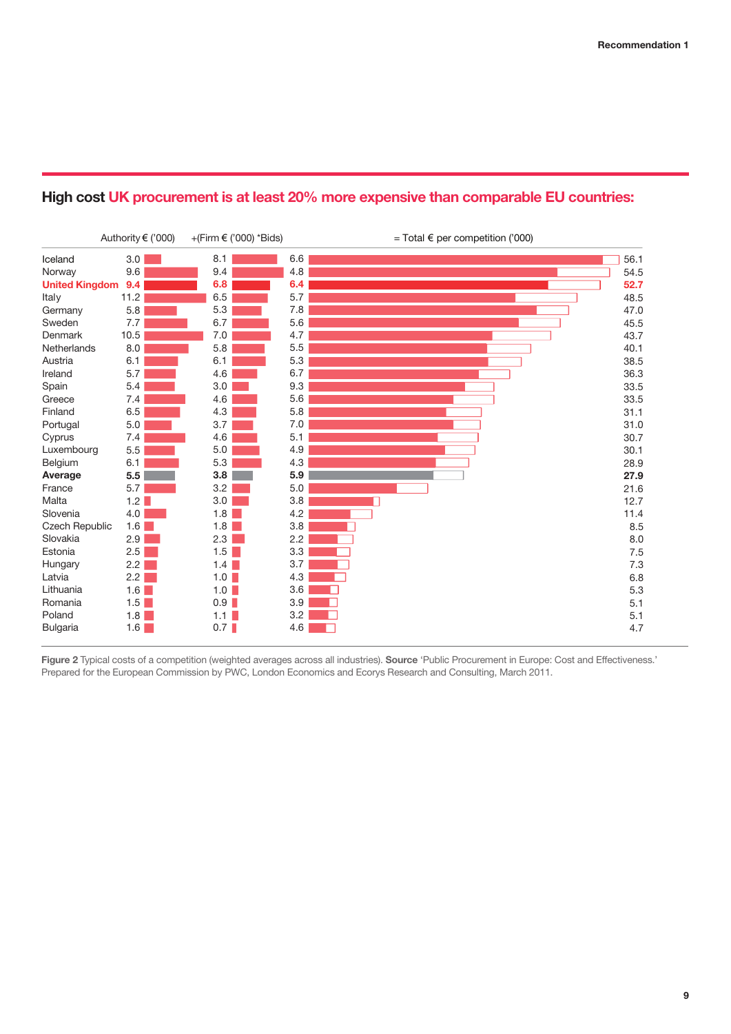## High cost UK procurement is at least 20% more expensive than comparable EU countries:

| | Authority € ('000) | +(Firm € ('000) | *Bids) | = Total € per competition ('000) |
|---|---|---|---|---|
| Iceland | 3.0 | 8.1 | 6.6 | 56.1 |
| Norway | 9.6 | 9.4 | 4.8 | 54.5 |
| **United Kingdom** | **9.4** | **6.8** | **6.4** | **52.7** |
| Italy | 11.2 | 6.5 | 5.7 | 48.5 |
| Germany | 5.8 | 5.3 | 7.8 | 47.0 |
| Sweden | 7.7 | 6.7 | 5.6 | 45.5 |
| Denmark | 10.5 | 7.0 | 4.7 | 43.7 |
| Netherlands | 8.0 | 5.8 | 5.5 | 40.1 |
| Austria | 6.1 | 6.1 | 5.3 | 38.5 |
| Ireland | 5.7 | 4.6 | 6.7 | 36.3 |
| Spain | 5.4 | 3.0 | 9.3 | 33.5 |
| Greece | 7.4 | 4.6 | 5.6 | 33.5 |
| Finland | 6.5 | 4.3 | 5.8 | 31.1 |
| Portugal | 5.0 | 3.7 | 7.0 | 31.0 |
| Cyprus | 7.4 | 4.6 | 5.1 | 30.7 |
| Luxembourg | 5.5 | 5.0 | 4.9 | 30.1 |
| Belgium | 6.1 | 5.3 | 4.3 | 28.9 |
| **Average** | **5.5** | **3.8** | **5.9** | **27.9** |
| France | 5.7 | 3.2 | 5.0 | 21.6 |
| Malta | 1.2 | 3.0 | 3.8 | 12.7 |
| Slovenia | 4.0 | 1.8 | 4.2 | 11.4 |
| Czech Republic | 1.6 | 1.8 | 3.8 | 8.5 |
| Slovakia | 2.9 | 2.3 | 2.2 | 8.0 |
| Estonia | 2.5 | 1.5 | 3.3 | 7.5 |
| Hungary | 2.2 | 1.4 | 3.7 | 7.3 |
| Latvia | 2.2 | 1.0 | 4.3 | 6.8 |
| Lithuania | 1.6 | 1.0 | 3.6 | 5.3 |
| Romania | 1.5 | 0.9 | 3.9 | 5.1 |
| Poland | 1.8 | 1.1 | 3.2 | 5.1 |
| Bulgaria | 1.6 | 0.7 | 4.6 | 4.7 |

**Figure 2** Typical costs of a competition (weighted averages across all industries). **Source** 'Public Procurement in Europe: Cost and Effectiveness.' Prepared for the European Commission by PWC, London Economics and Ecorys Research and Consulting, March 2011.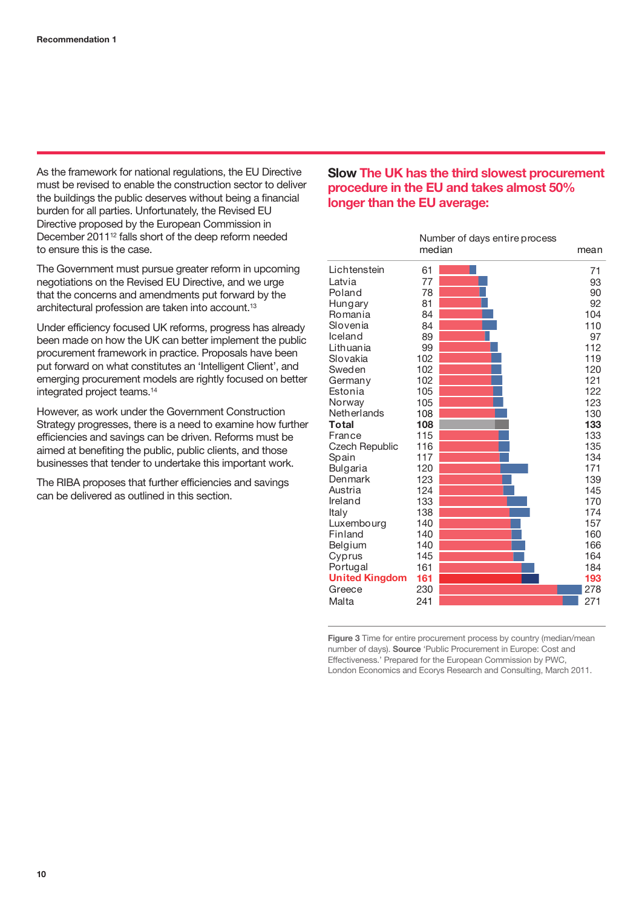As the framework for national regulations, the EU Directive must be revised to enable the construction sector to deliver the buildings the public deserves without being a financial burden for all parties. Unfortunately, the Revised EU Directive proposed by the European Commission in December 2011[12] falls short of the deep reform needed to ensure this is the case.

The Government must pursue greater reform in upcoming negotiations on the Revised EU Directive, and we urge that the concerns and amendments put forward by the architectural profession are taken into account.[13]

Under efficiency focused UK reforms, progress has already been made on how the UK can better implement the public procurement framework in practice. Proposals have been put forward on what constitutes an 'Intelligent Client', and emerging procurement models are rightly focused on better integrated project teams.[14]

However, as work under the Government Construction Strategy progresses, there is a need to examine how further efficiencies and savings can be driven. Reforms must be aimed at benefiting the public, public clients, and those businesses that tender to undertake this important work.

The RIBA proposes that further efficiencies and savings can be delivered as outlined in this section.

## **Slow** The UK has the third slowest procurement procedure in the EU and takes almost 50% longer than the EU average:

| Country | Number of days entire process median | mean |
|---|---|---|
| Lichtenstein | 61 | 71 |
| Latvia | 77 | 93 |
| Poland | 78 | 90 |
| Hungary | 81 | 92 |
| Romania | 84 | 104 |
| Slovenia | 84 | 110 |
| Iceland | 89 | 97 |
| Lithuania | 99 | 112 |
| Slovakia | 102 | 119 |
| Sweden | 102 | 120 |
| Germany | 102 | 121 |
| Estonia | 105 | 122 |
| Norway | 105 | 123 |
| Netherlands | 108 | 130 |
| **Total** | **108** | **133** |
| France | 115 | 133 |
| Czech Republic | 116 | 135 |
| Spain | 117 | 134 |
| Bulgaria | 120 | 171 |
| Denmark | 123 | 139 |
| Austria | 124 | 145 |
| Ireland | 133 | 170 |
| Italy | 138 | 174 |
| Luxembourg | 140 | 157 |
| Finland | 140 | 160 |
| Belgium | 140 | 166 |
| Cyprus | 145 | 164 |
| Portugal | 161 | 184 |
| **United Kingdom** | **161** | **193** |
| Greece | 230 | 278 |
| Malta | 241 | 271 |

**Figure 3** Time for entire procurement process by country (median/mean number of days). **Source** 'Public Procurement in Europe: Cost and Effectiveness.' Prepared for the European Commission by PWC, London Economics and Ecorys Research and Consulting, March 2011.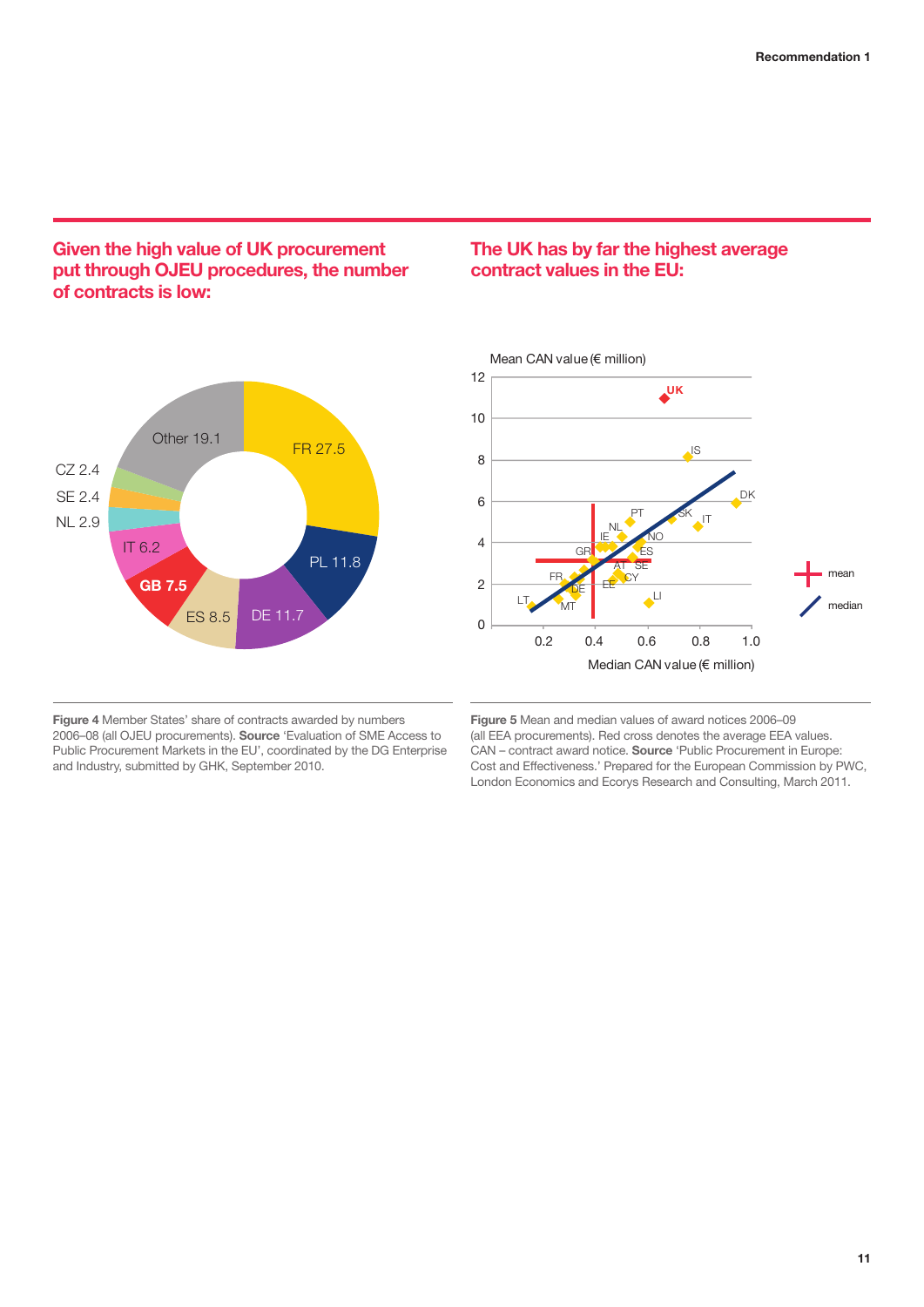## Given the high value of UK procurement put through OJEU procedures, the number of contracts is low:

| Member State | Share of contracts awarded by numbers (%) |
|---|---|
| FR | 27.5 |
| PL | 11.8 |
| DE | 11.7 |
| ES | 8.5 |
| GB | 7.5 |
| IT | 6.2 |
| NL | 2.9 |
| SE | 2.4 |
| CZ | 2.4 |
| Other | 19.1 |

**Figure 4** Member States' share of contracts awarded by numbers 2006–08 (all OJEU procurements). **Source** 'Evaluation of SME Access to Public Procurement Markets in the EU', coordinated by the DG Enterprise and Industry, submitted by GHK, September 2010.

## The UK has by far the highest average contract values in the EU:

Mean CAN value (€ million)

Median CAN value (€ million)

**Figure 5** Mean and median values of award notices 2006–09 (all EEA procurements). Red cross denotes the average EEA values. CAN – contract award notice. **Source** 'Public Procurement in Europe: Cost and Effectiveness.' Prepared for the European Commission by PWC, London Economics and Ecorys Research and Consulting, March 2011.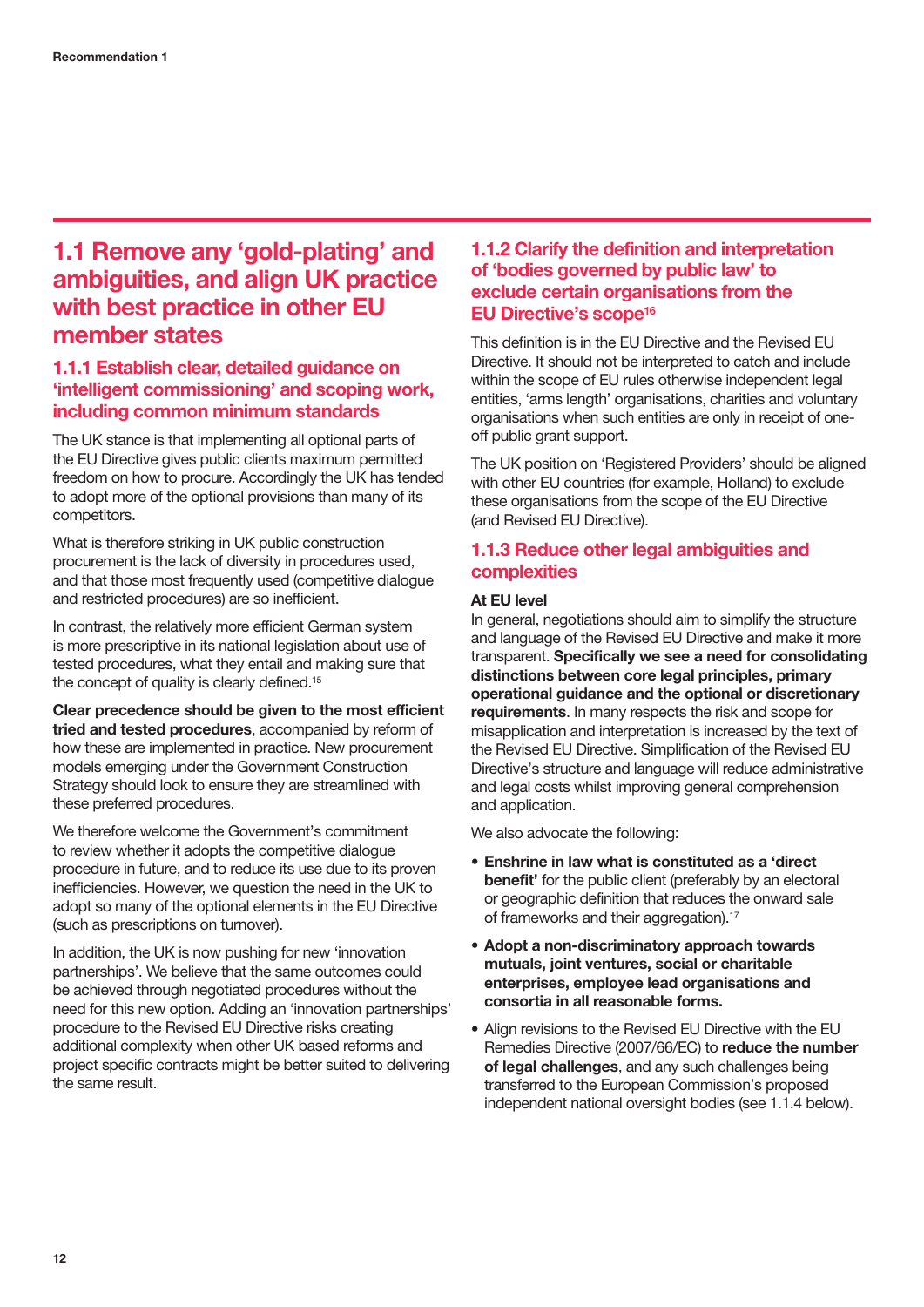## 1.1 Remove any 'gold-plating' and ambiguities, and align UK practice with best practice in other EU member states

### 1.1.1 Establish clear, detailed guidance on 'intelligent commissioning' and scoping work, including common minimum standards

The UK stance is that implementing all optional parts of the EU Directive gives public clients maximum permitted freedom on how to procure. Accordingly the UK has tended to adopt more of the optional provisions than many of its competitors.

What is therefore striking in UK public construction procurement is the lack of diversity in procedures used, and that those most frequently used (competitive dialogue and restricted procedures) are so inefficient.

In contrast, the relatively more efficient German system is more prescriptive in its national legislation about use of tested procedures, what they entail and making sure that the concept of quality is clearly defined.[15]

**Clear precedence should be given to the most efficient tried and tested procedures**, accompanied by reform of how these are implemented in practice. New procurement models emerging under the Government Construction Strategy should look to ensure they are streamlined with these preferred procedures.

We therefore welcome the Government's commitment to review whether it adopts the competitive dialogue procedure in future, and to reduce its use due to its proven inefficiencies. However, we question the need in the UK to adopt so many of the optional elements in the EU Directive (such as prescriptions on turnover).

In addition, the UK is now pushing for new 'innovation partnerships'. We believe that the same outcomes could be achieved through negotiated procedures without the need for this new option. Adding an 'innovation partnerships' procedure to the Revised EU Directive risks creating additional complexity when other UK based reforms and project specific contracts might be better suited to delivering the same result.

### 1.1.2 Clarify the definition and interpretation of 'bodies governed by public law' to exclude certain organisations from the EU Directive's scope[16]

This definition is in the EU Directive and the Revised EU Directive. It should not be interpreted to catch and include within the scope of EU rules otherwise independent legal entities, 'arms length' organisations, charities and voluntary organisations when such entities are only in receipt of one-off public grant support.

The UK position on 'Registered Providers' should be aligned with other EU countries (for example, Holland) to exclude these organisations from the scope of the EU Directive (and Revised EU Directive).

### 1.1.3 Reduce other legal ambiguities and complexities

**At EU level**

In general, negotiations should aim to simplify the structure and language of the Revised EU Directive and make it more transparent. **Specifically we see a need for consolidating distinctions between core legal principles, primary operational guidance and the optional or discretionary requirements**. In many respects the risk and scope for misapplication and interpretation is increased by the text of the Revised EU Directive. Simplification of the Revised EU Directive's structure and language will reduce administrative and legal costs whilst improving general comprehension and application.

We also advocate the following:

- **Enshrine in law what is constituted as a 'direct benefit'** for the public client (preferably by an electoral or geographic definition that reduces the onward sale of frameworks and their aggregation).[17]
- **Adopt a non-discriminatory approach towards mutuals, joint ventures, social or charitable enterprises, employee lead organisations and consortia in all reasonable forms.**
- Align revisions to the Revised EU Directive with the EU Remedies Directive (2007/66/EC) to **reduce the number of legal challenges**, and any such challenges being transferred to the European Commission's proposed independent national oversight bodies (see 1.1.4 below).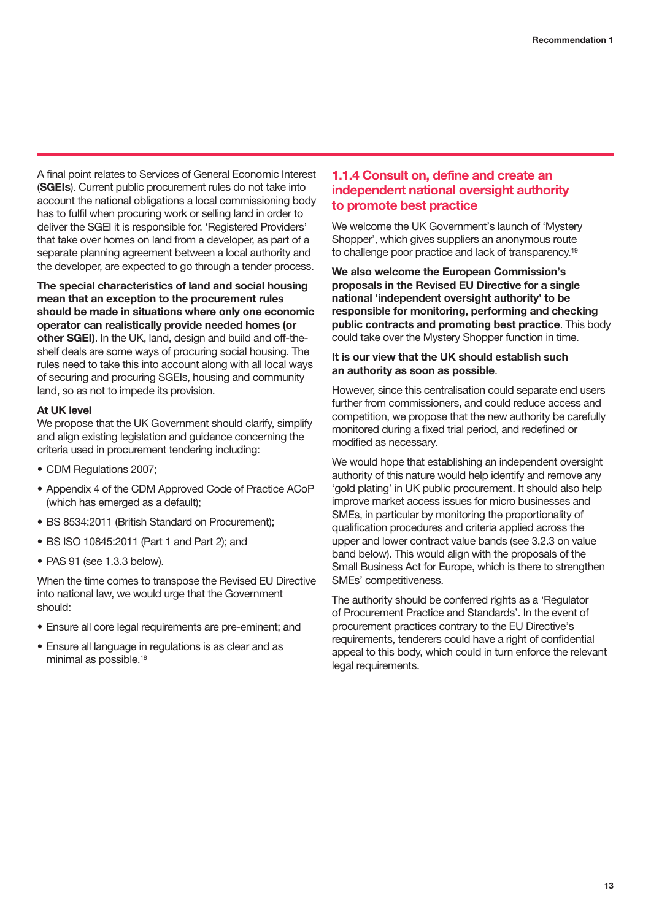A final point relates to Services of General Economic Interest (**SGEIs**). Current public procurement rules do not take into account the national obligations a local commissioning body has to fulfil when procuring work or selling land in order to deliver the SGEI it is responsible for. 'Registered Providers' that take over homes on land from a developer, as part of a separate planning agreement between a local authority and the developer, are expected to go through a tender process.

**The special characteristics of land and social housing mean that an exception to the procurement rules should be made in situations where only one economic operator can realistically provide needed homes (or other SGEI)**. In the UK, land, design and build and off-the-shelf deals are some ways of procuring social housing. The rules need to take this into account along with all local ways of securing and procuring SGEIs, housing and community land, so as not to impede its provision.

**At UK level**

We propose that the UK Government should clarify, simplify and align existing legislation and guidance concerning the criteria used in procurement tendering including:

- CDM Regulations 2007;
- Appendix 4 of the CDM Approved Code of Practice ACoP (which has emerged as a default);
- BS 8534:2011 (British Standard on Procurement);
- BS ISO 10845:2011 (Part 1 and Part 2); and
- PAS 91 (see 1.3.3 below).

When the time comes to transpose the Revised EU Directive into national law, we would urge that the Government should:

- Ensure all core legal requirements are pre-eminent; and
- Ensure all language in regulations is as clear and as minimal as possible.[18]

### 1.1.4 Consult on, define and create an independent national oversight authority to promote best practice

We welcome the UK Government's launch of 'Mystery Shopper', which gives suppliers an anonymous route to challenge poor practice and lack of transparency.[19]

**We also welcome the European Commission's proposals in the Revised EU Directive for a single national 'independent oversight authority' to be responsible for monitoring, performing and checking public contracts and promoting best practice**. This body could take over the Mystery Shopper function in time.

**It is our view that the UK should establish such an authority as soon as possible**.

However, since this centralisation could separate end users further from commissioners, and could reduce access and competition, we propose that the new authority be carefully monitored during a fixed trial period, and redefined or modified as necessary.

We would hope that establishing an independent oversight authority of this nature would help identify and remove any 'gold plating' in UK public procurement. It should also help improve market access issues for micro businesses and SMEs, in particular by monitoring the proportionality of qualification procedures and criteria applied across the upper and lower contract value bands (see 3.2.3 on value band below). This would align with the proposals of the Small Business Act for Europe, which is there to strengthen SMEs' competitiveness.

The authority should be conferred rights as a 'Regulator of Procurement Practice and Standards'. In the event of procurement practices contrary to the EU Directive's requirements, tenderers could have a right of confidential appeal to this body, which could in turn enforce the relevant legal requirements.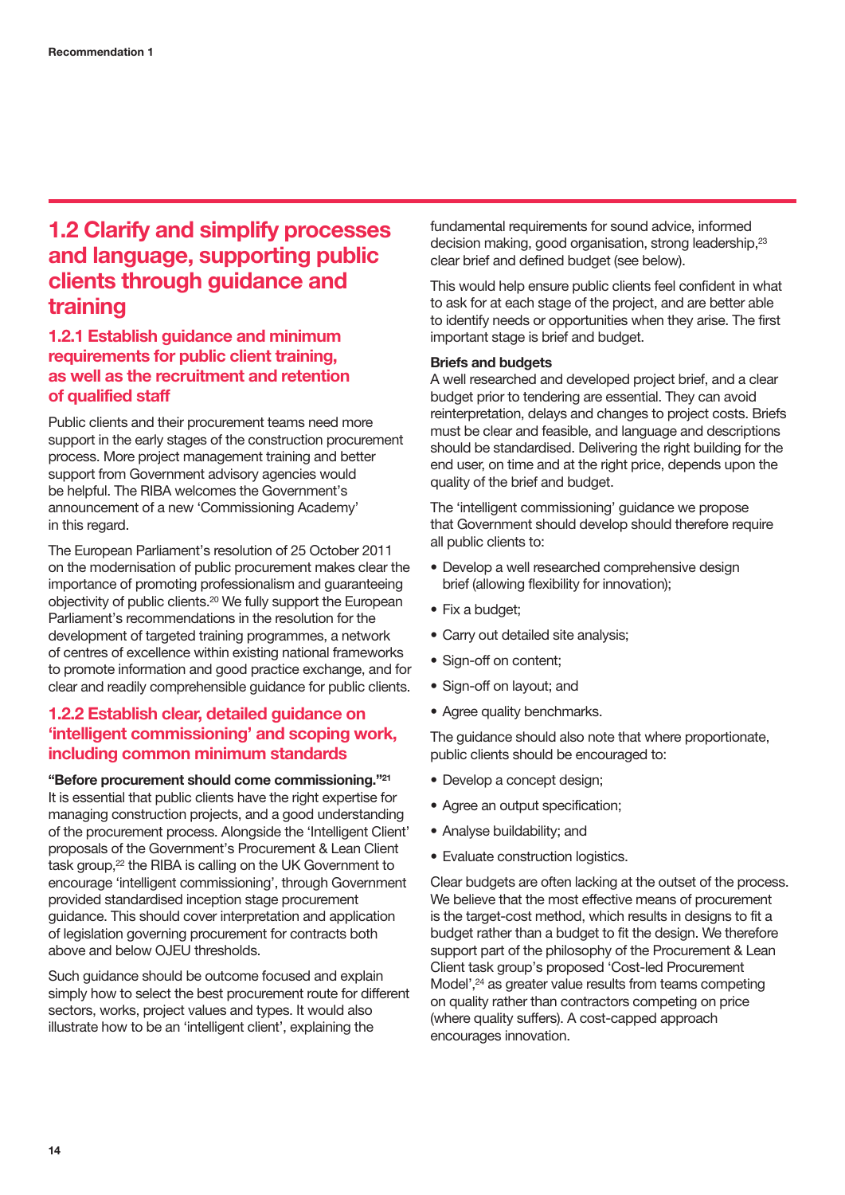## 1.2 Clarify and simplify processes and language, supporting public clients through guidance and training

### 1.2.1 Establish guidance and minimum requirements for public client training, as well as the recruitment and retention of qualified staff

Public clients and their procurement teams need more support in the early stages of the construction procurement process. More project management training and better support from Government advisory agencies would be helpful. The RIBA welcomes the Government's announcement of a new 'Commissioning Academy' in this regard.

The European Parliament's resolution of 25 October 2011 on the modernisation of public procurement makes clear the importance of promoting professionalism and guaranteeing objectivity of public clients.[20] We fully support the European Parliament's recommendations in the resolution for the development of targeted training programmes, a network of centres of excellence within existing national frameworks to promote information and good practice exchange, and for clear and readily comprehensible guidance for public clients.

### 1.2.2 Establish clear, detailed guidance on 'intelligent commissioning' and scoping work, including common minimum standards

**"Before procurement should come commissioning."[21]** It is essential that public clients have the right expertise for managing construction projects, and a good understanding of the procurement process. Alongside the 'Intelligent Client' proposals of the Government's Procurement & Lean Client task group,[22] the RIBA is calling on the UK Government to encourage 'intelligent commissioning', through Government provided standardised inception stage procurement guidance. This should cover interpretation and application of legislation governing procurement for contracts both above and below OJEU thresholds.

Such guidance should be outcome focused and explain simply how to select the best procurement route for different sectors, works, project values and types. It would also illustrate how to be an 'intelligent client', explaining the fundamental requirements for sound advice, informed decision making, good organisation, strong leadership,[23] clear brief and defined budget (see below).

This would help ensure public clients feel confident in what to ask for at each stage of the project, and are better able to identify needs or opportunities when they arise. The first important stage is brief and budget.

**Briefs and budgets**
A well researched and developed project brief, and a clear budget prior to tendering are essential. They can avoid reinterpretation, delays and changes to project costs. Briefs must be clear and feasible, and language and descriptions should be standardised. Delivering the right building for the end user, on time and at the right price, depends upon the quality of the brief and budget.

The 'intelligent commissioning' guidance we propose that Government should develop should therefore require all public clients to:

- Develop a well researched comprehensive design brief (allowing flexibility for innovation);
- Fix a budget;
- Carry out detailed site analysis;
- Sign-off on content;
- Sign-off on layout; and
- Agree quality benchmarks.

The guidance should also note that where proportionate, public clients should be encouraged to:

- Develop a concept design;
- Agree an output specification;
- Analyse buildability; and
- Evaluate construction logistics.

Clear budgets are often lacking at the outset of the process. We believe that the most effective means of procurement is the target-cost method, which results in designs to fit a budget rather than a budget to fit the design. We therefore support part of the philosophy of the Procurement & Lean Client task group's proposed 'Cost-led Procurement Model',[24] as greater value results from teams competing on quality rather than contractors competing on price (where quality suffers). A cost-capped approach encourages innovation.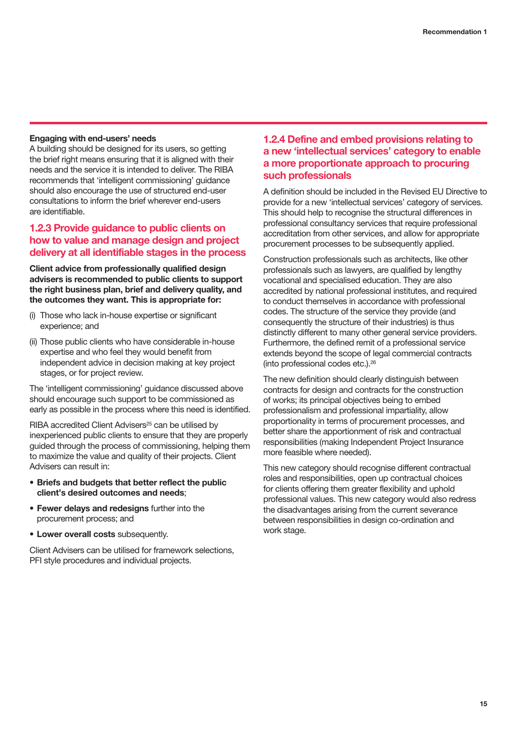**Engaging with end-users' needs**
A building should be designed for its users, so getting the brief right means ensuring that it is aligned with their needs and the service it is intended to deliver. The RIBA recommends that 'intelligent commissioning' guidance should also encourage the use of structured end-user consultations to inform the brief wherever end-users are identifiable.

### 1.2.3 Provide guidance to public clients on how to value and manage design and project delivery at all identifiable stages in the process

**Client advice from professionally qualified design advisers is recommended to public clients to support the right business plan, brief and delivery quality, and the outcomes they want. This is appropriate for:**

(i) Those who lack in-house expertise or significant experience; and

(ii) Those public clients who have considerable in-house expertise and who feel they would benefit from independent advice in decision making at key project stages, or for project review.

The 'intelligent commissioning' guidance discussed above should encourage such support to be commissioned as early as possible in the process where this need is identified.

RIBA accredited Client Advisers[25] can be utilised by inexperienced public clients to ensure that they are properly guided through the process of commissioning, helping them to maximize the value and quality of their projects. Client Advisers can result in:

- **Briefs and budgets that better reflect the public client's desired outcomes and needs**;
- **Fewer delays and redesigns** further into the procurement process; and
- **Lower overall costs** subsequently.

Client Advisers can be utilised for framework selections, PFI style procedures and individual projects.

### 1.2.4 Define and embed provisions relating to a new 'intellectual services' category to enable a more proportionate approach to procuring such professionals

A definition should be included in the Revised EU Directive to provide for a new 'intellectual services' category of services. This should help to recognise the structural differences in professional consultancy services that require professional accreditation from other services, and allow for appropriate procurement processes to be subsequently applied.

Construction professionals such as architects, like other professionals such as lawyers, are qualified by lengthy vocational and specialised education. They are also accredited by national professional institutes, and required to conduct themselves in accordance with professional codes. The structure of the service they provide (and consequently the structure of their industries) is thus distinctly different to many other general service providers. Furthermore, the defined remit of a professional service extends beyond the scope of legal commercial contracts (into professional codes etc.).[26]

The new definition should clearly distinguish between contracts for design and contracts for the construction of works; its principal objectives being to embed professionalism and professional impartiality, allow proportionality in terms of procurement processes, and better share the apportionment of risk and contractual responsibilities (making Independent Project Insurance more feasible where needed).

This new category should recognise different contractual roles and responsibilities, open up contractual choices for clients offering them greater flexibility and uphold professional values. This new category would also redress the disadvantages arising from the current severance between responsibilities in design co-ordination and work stage.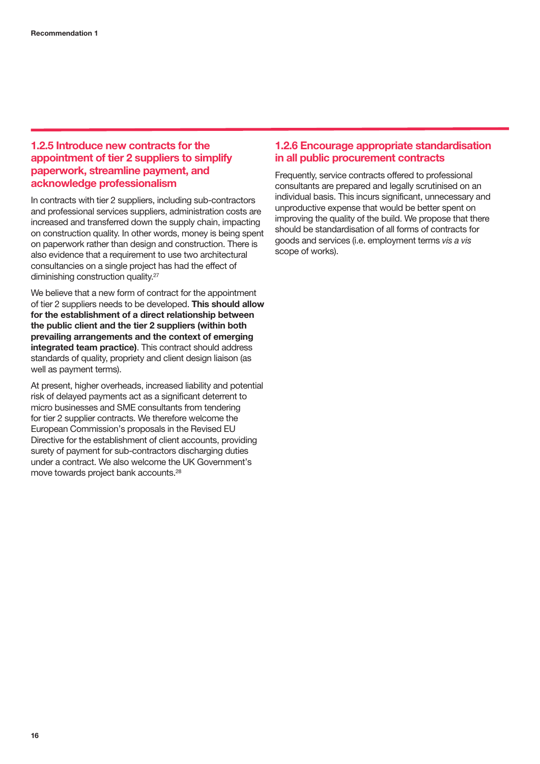### 1.2.5 Introduce new contracts for the appointment of tier 2 suppliers to simplify paperwork, streamline payment, and acknowledge professionalism

In contracts with tier 2 suppliers, including sub-contractors and professional services suppliers, administration costs are increased and transferred down the supply chain, impacting on construction quality. In other words, money is being spent on paperwork rather than design and construction. There is also evidence that a requirement to use two architectural consultancies on a single project has had the effect of diminishing construction quality.[27]

We believe that a new form of contract for the appointment of tier 2 suppliers needs to be developed. **This should allow for the establishment of a direct relationship between the public client and the tier 2 suppliers (within both prevailing arrangements and the context of emerging integrated team practice)**. This contract should address standards of quality, propriety and client design liaison (as well as payment terms).

At present, higher overheads, increased liability and potential risk of delayed payments act as a significant deterrent to micro businesses and SME consultants from tendering for tier 2 supplier contracts. We therefore welcome the European Commission's proposals in the Revised EU Directive for the establishment of client accounts, providing surety of payment for sub-contractors discharging duties under a contract. We also welcome the UK Government's move towards project bank accounts.[28]

### 1.2.6 Encourage appropriate standardisation in all public procurement contracts

Frequently, service contracts offered to professional consultants are prepared and legally scrutinised on an individual basis. This incurs significant, unnecessary and unproductive expense that would be better spent on improving the quality of the build. We propose that there should be standardisation of all forms of contracts for goods and services (i.e. employment terms *vis a vis* scope of works).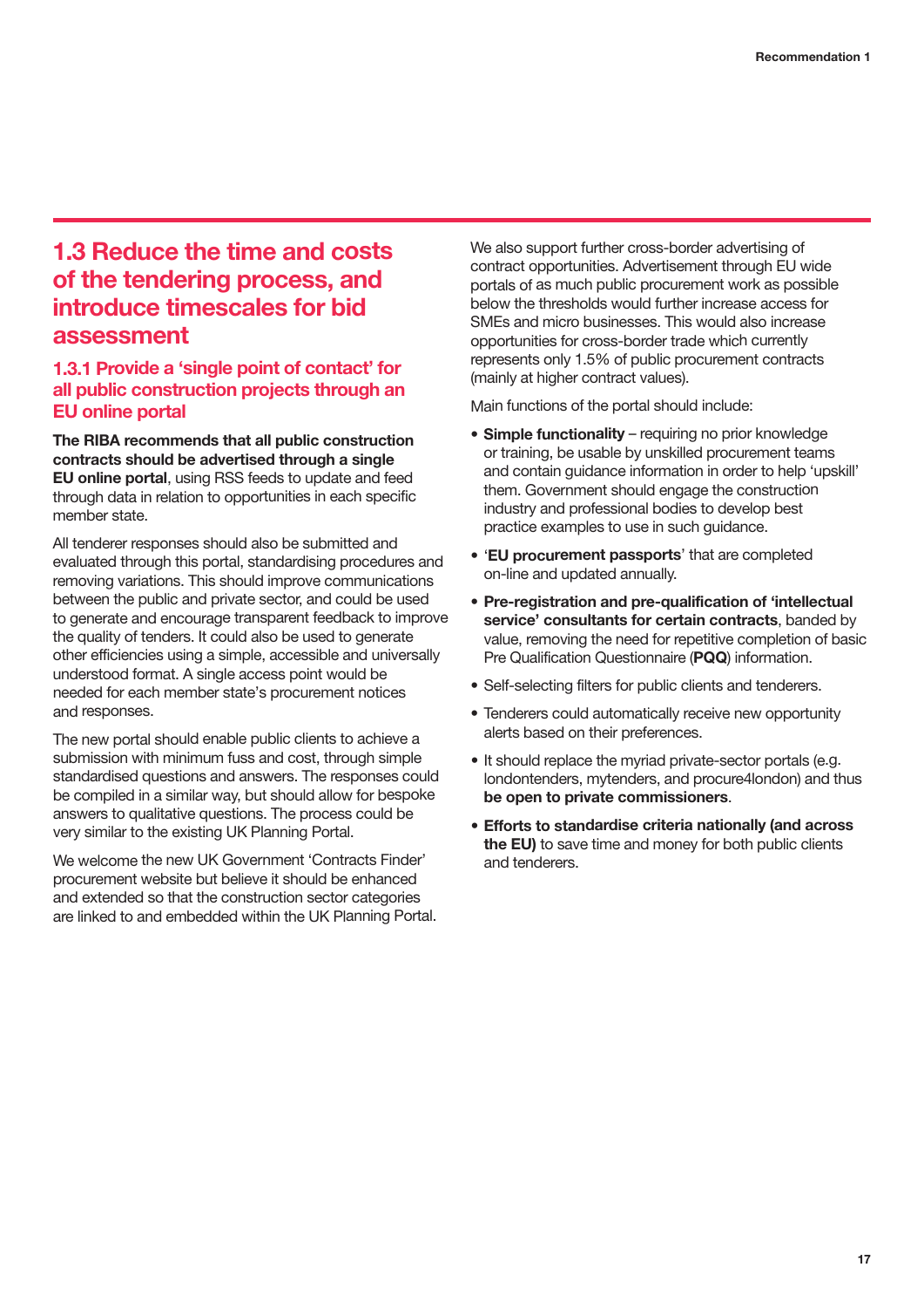## 1.3 Reduce the time and costs of the tendering process, and introduce timescales for bid assessment

### 1.3.1 Provide a 'single point of contact' for all public construction projects through an EU online portal

**The RIBA recommends that all public construction contracts should be advertised through a single EU online portal**, using RSS feeds to update and feed through data in relation to opportunities in each specific member state.

All tenderer responses should also be submitted and evaluated through this portal, standardising procedures and removing variations. This should improve communications between the public and private sector, and could be used to generate and encourage transparent feedback to improve the quality of tenders. It could also be used to generate other efficiencies using a simple, accessible and universally understood format. A single access point would be needed for each member state's procurement notices and responses.

The new portal should enable public clients to achieve a submission with minimum fuss and cost, through simple standardised questions and answers. The responses could be compiled in a similar way, but should allow for bespoke answers to qualitative questions. The process could be very similar to the existing UK Planning Portal.

We welcome the new UK Government 'Contracts Finder' procurement website but believe it should be enhanced and extended so that the construction sector categories are linked to and embedded within the UK Planning Portal.

We also support further cross-border advertising of contract opportunities. Advertisement through EU wide portals of as much public procurement work as possible below the thresholds would further increase access for SMEs and micro businesses. This would also increase opportunities for cross-border trade which currently represents only 1.5% of public procurement contracts (mainly at higher contract values).

Main functions of the portal should include:

- **Simple functionality** – requiring no prior knowledge or training, be usable by unskilled procurement teams and contain guidance information in order to help 'upskill' them. Government should engage the construction industry and professional bodies to develop best practice examples to use in such guidance.
- '**EU procurement passports**' that are completed on-line and updated annually.
- **Pre-registration and pre-qualification of 'intellectual service' consultants for certain contracts**, banded by value, removing the need for repetitive completion of basic Pre Qualification Questionnaire (**PQQ**) information.
- Self-selecting filters for public clients and tenderers.
- Tenderers could automatically receive new opportunity alerts based on their preferences.
- It should replace the myriad private-sector portals (e.g. londontenders, mytenders, and procure4london) and thus **be open to private commissioners**.
- **Efforts to standardise criteria nationally (and across the EU)** to save time and money for both public clients and tenderers.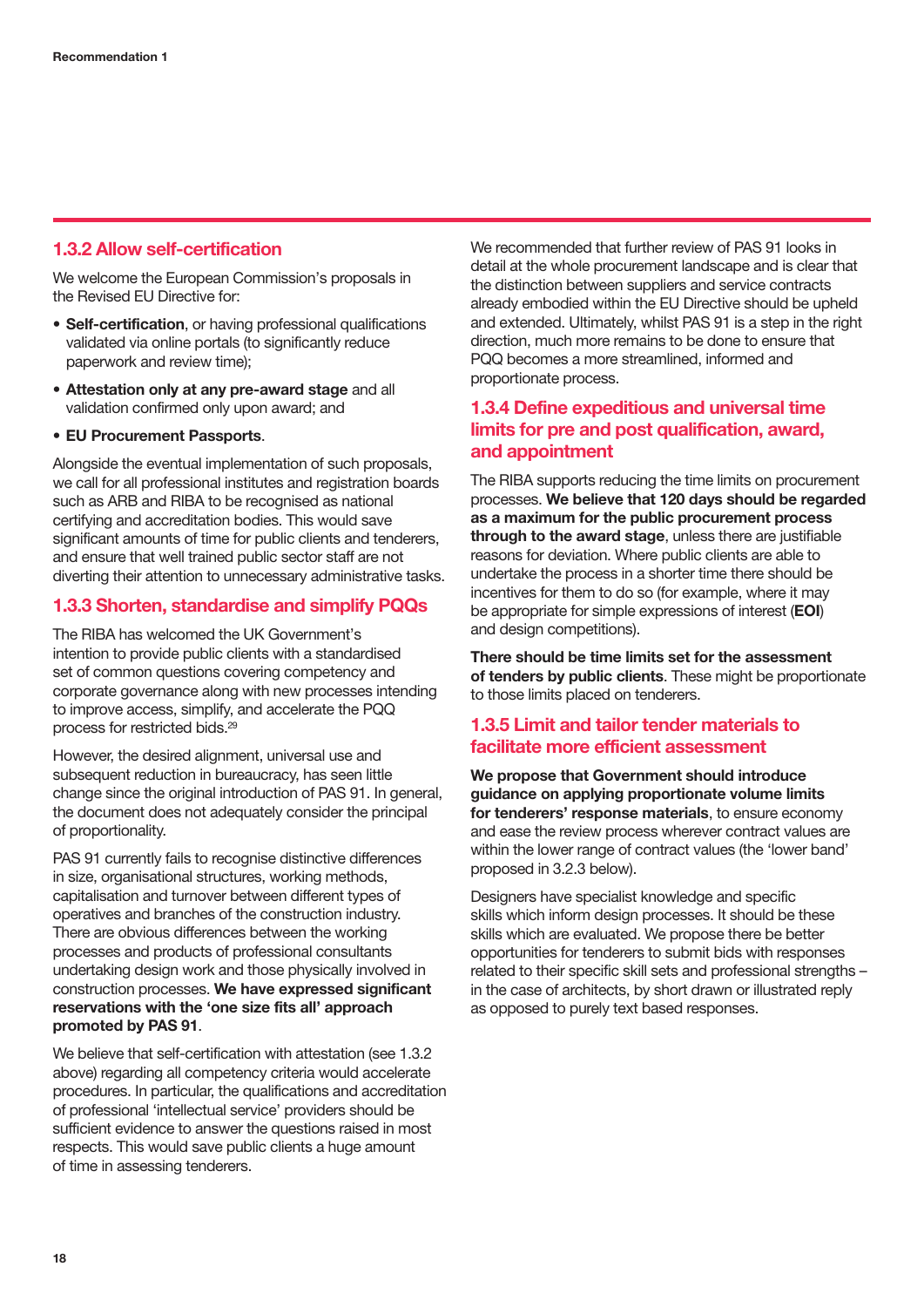### 1.3.2 Allow self-certification

We welcome the European Commission's proposals in the Revised EU Directive for:

- **Self-certification**, or having professional qualifications validated via online portals (to significantly reduce paperwork and review time);
- **Attestation only at any pre-award stage** and all validation confirmed only upon award; and
- **EU Procurement Passports**.

Alongside the eventual implementation of such proposals, we call for all professional institutes and registration boards such as ARB and RIBA to be recognised as national certifying and accreditation bodies. This would save significant amounts of time for public clients and tenderers, and ensure that well trained public sector staff are not diverting their attention to unnecessary administrative tasks.

### 1.3.3 Shorten, standardise and simplify PQQs

The RIBA has welcomed the UK Government's intention to provide public clients with a standardised set of common questions covering competency and corporate governance along with new processes intending to improve access, simplify, and accelerate the PQQ process for restricted bids.[29]

However, the desired alignment, universal use and subsequent reduction in bureaucracy, has seen little change since the original introduction of PAS 91. In general, the document does not adequately consider the principal of proportionality.

PAS 91 currently fails to recognise distinctive differences in size, organisational structures, working methods, capitalisation and turnover between different types of operatives and branches of the construction industry. There are obvious differences between the working processes and products of professional consultants undertaking design work and those physically involved in construction processes. **We have expressed significant reservations with the 'one size fits all' approach promoted by PAS 91**.

We believe that self-certification with attestation (see 1.3.2 above) regarding all competency criteria would accelerate procedures. In particular, the qualifications and accreditation of professional 'intellectual service' providers should be sufficient evidence to answer the questions raised in most respects. This would save public clients a huge amount of time in assessing tenderers.

We recommended that further review of PAS 91 looks in detail at the whole procurement landscape and is clear that the distinction between suppliers and service contracts already embodied within the EU Directive should be upheld and extended. Ultimately, whilst PAS 91 is a step in the right direction, much more remains to be done to ensure that PQQ becomes a more streamlined, informed and proportionate process.

### 1.3.4 Define expeditious and universal time limits for pre and post qualification, award, and appointment

The RIBA supports reducing the time limits on procurement processes. **We believe that 120 days should be regarded as a maximum for the public procurement process through to the award stage**, unless there are justifiable reasons for deviation. Where public clients are able to undertake the process in a shorter time there should be incentives for them to do so (for example, where it may be appropriate for simple expressions of interest (**EOI**) and design competitions).

**There should be time limits set for the assessment of tenders by public clients**. These might be proportionate to those limits placed on tenderers.

### 1.3.5 Limit and tailor tender materials to facilitate more efficient assessment

**We propose that Government should introduce guidance on applying proportionate volume limits for tenderers' response materials**, to ensure economy and ease the review process wherever contract values are within the lower range of contract values (the 'lower band' proposed in 3.2.3 below).

Designers have specialist knowledge and specific skills which inform design processes. It should be these skills which are evaluated. We propose there be better opportunities for tenderers to submit bids with responses related to their specific skill sets and professional strengths – in the case of architects, by short drawn or illustrated reply as opposed to purely text based responses.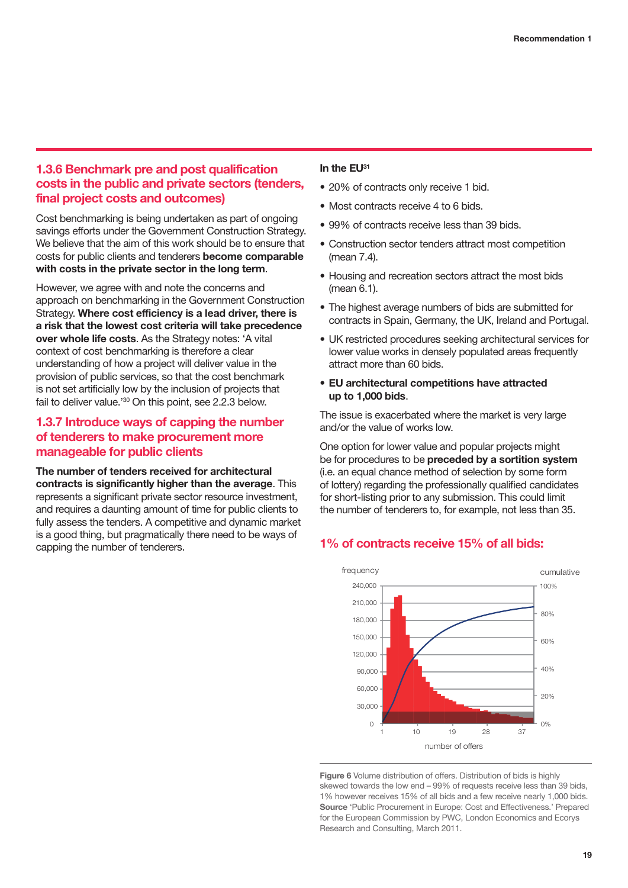### 1.3.6 Benchmark pre and post qualification costs in the public and private sectors (tenders, final project costs and outcomes)

Cost benchmarking is being undertaken as part of ongoing savings efforts under the Government Construction Strategy. We believe that the aim of this work should be to ensure that costs for public clients and tenderers **become comparable with costs in the private sector in the long term**.

However, we agree with and note the concerns and approach on benchmarking in the Government Construction Strategy. **Where cost efficiency is a lead driver, there is a risk that the lowest cost criteria will take precedence over whole life costs**. As the Strategy notes: 'A vital context of cost benchmarking is therefore a clear understanding of how a project will deliver value in the provision of public services, so that the cost benchmark is not set artificially low by the inclusion of projects that fail to deliver value.'[30] On this point, see 2.2.3 below.

### 1.3.7 Introduce ways of capping the number of tenderers to make procurement more manageable for public clients

**The number of tenders received for architectural contracts is significantly higher than the average**. This represents a significant private sector resource investment, and requires a daunting amount of time for public clients to fully assess the tenders. A competitive and dynamic market is a good thing, but pragmatically there need to be ways of capping the number of tenderers.

**In the EU**[31]

- 20% of contracts only receive 1 bid.
- Most contracts receive 4 to 6 bids.
- 99% of contracts receive less than 39 bids.
- Construction sector tenders attract most competition (mean 7.4).
- Housing and recreation sectors attract the most bids (mean 6.1).
- The highest average numbers of bids are submitted for contracts in Spain, Germany, the UK, Ireland and Portugal.
- UK restricted procedures seeking architectural services for lower value works in densely populated areas frequently attract more than 60 bids.
- **EU architectural competitions have attracted up to 1,000 bids**.

The issue is exacerbated where the market is very large and/or the value of works low.

One option for lower value and popular projects might be for procedures to be **preceded by a sortition system** (i.e. an equal chance method of selection by some form of lottery) regarding the professionally qualified candidates for short-listing prior to any submission. This could limit the number of tenderers to, for example, not less than 35.

### 1% of contracts receive 15% of all bids:

**Figure 6** Volume distribution of offers. Distribution of bids is highly skewed towards the low end – 99% of requests receive less than 39 bids, 1% however receives 15% of all bids and a few receive nearly 1,000 bids. **Source** 'Public Procurement in Europe: Cost and Effectiveness.' Prepared for the European Commission by PWC, London Economics and Ecorys Research and Consulting, March 2011.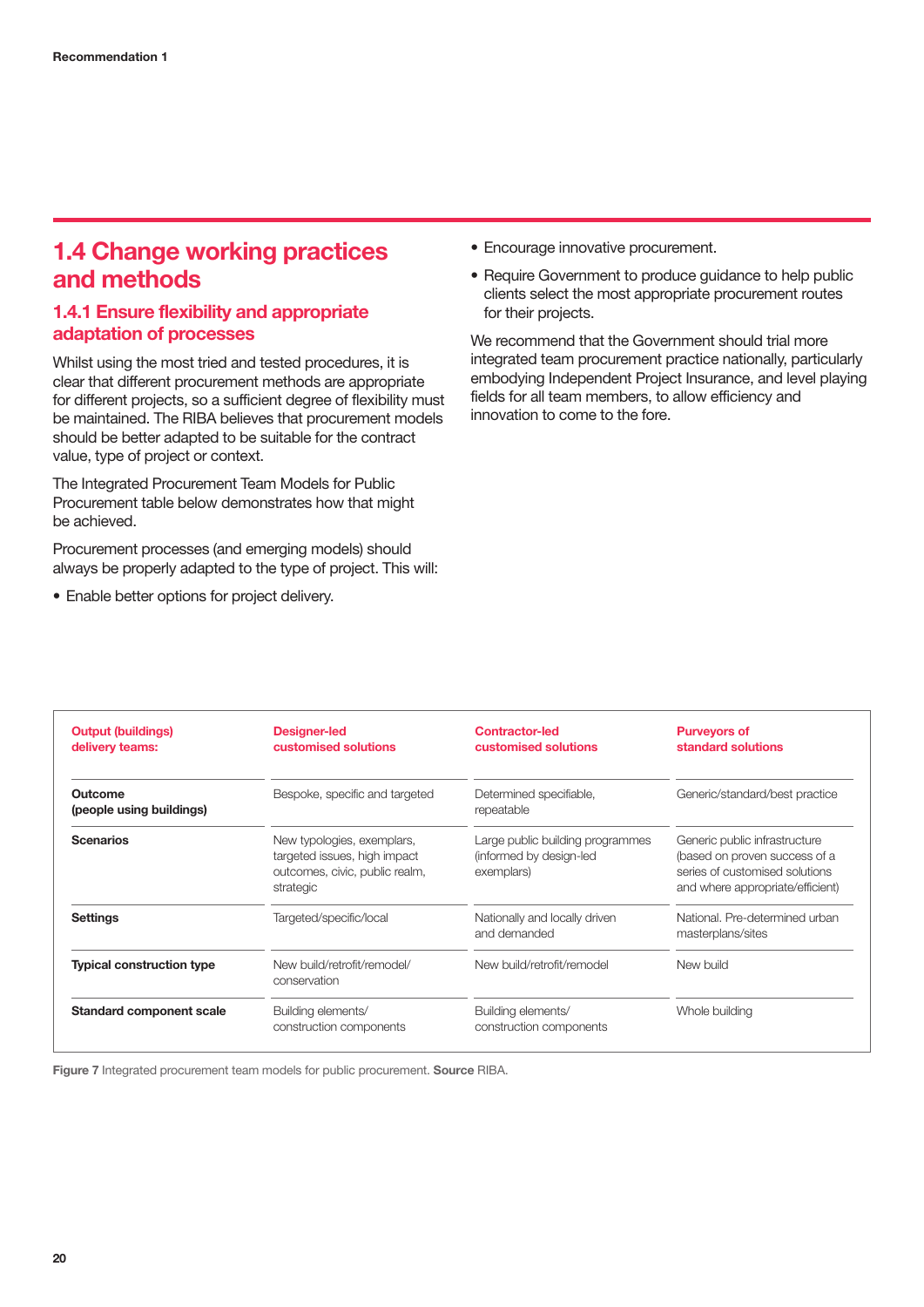## 1.4 Change working practices and methods

### 1.4.1 Ensure flexibility and appropriate adaptation of processes

Whilst using the most tried and tested procedures, it is clear that different procurement methods are appropriate for different projects, so a sufficient degree of flexibility must be maintained. The RIBA believes that procurement models should be better adapted to be suitable for the contract value, type of project or context.

The Integrated Procurement Team Models for Public Procurement table below demonstrates how that might be achieved.

Procurement processes (and emerging models) should always be properly adapted to the type of project. This will:

- Enable better options for project delivery.
- Encourage innovative procurement.
- Require Government to produce guidance to help public clients select the most appropriate procurement routes for their projects.

We recommend that the Government should trial more integrated team procurement practice nationally, particularly embodying Independent Project Insurance, and level playing fields for all team members, to allow efficiency and innovation to come to the fore.

| Output (buildings) delivery teams: | Designer-led customised solutions | Contractor-led customised solutions | Purveyors of standard solutions |
|---|---|---|---|
| **Outcome (people using buildings)** | Bespoke, specific and targeted | Determined specifiable, repeatable | Generic/standard/best practice |
| **Scenarios** | New typologies, exemplars, targeted issues, high impact outcomes, civic, public realm, strategic | Large public building programmes (informed by design-led exemplars) | Generic public infrastructure (based on proven success of a series of customised solutions and where appropriate/efficient) |
| **Settings** | Targeted/specific/local | Nationally and locally driven and demanded | National. Pre-determined urban masterplans/sites |
| **Typical construction type** | New build/retrofit/remodel/conservation | New build/retrofit/remodel | New build |
| **Standard component scale** | Building elements/construction components | Building elements/construction components | Whole building |

**Figure 7** Integrated procurement team models for public procurement. **Source** RIBA.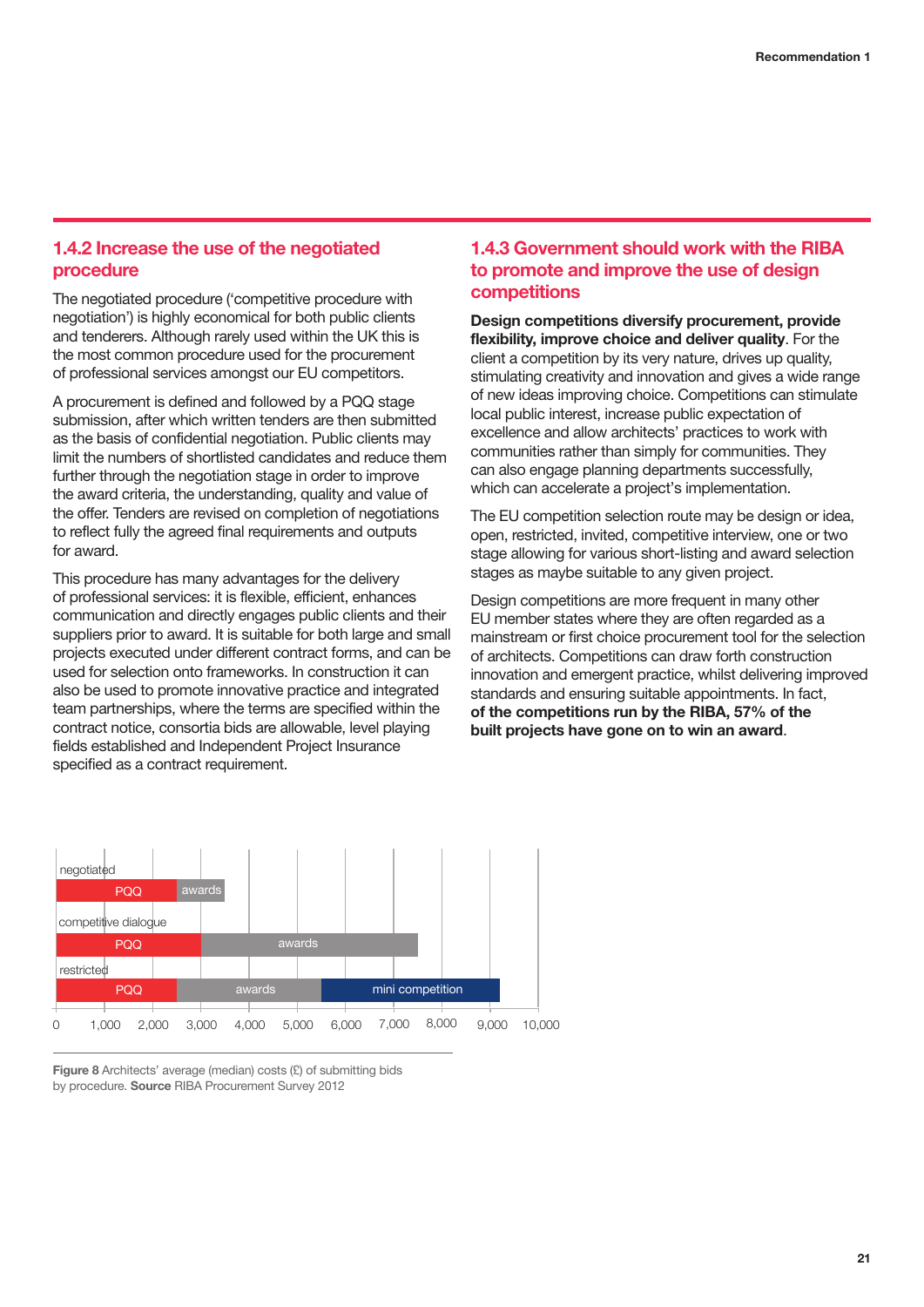### 1.4.2 Increase the use of the negotiated procedure

The negotiated procedure ('competitive procedure with negotiation') is highly economical for both public clients and tenderers. Although rarely used within the UK this is the most common procedure used for the procurement of professional services amongst our EU competitors.

A procurement is defined and followed by a PQQ stage submission, after which written tenders are then submitted as the basis of confidential negotiation. Public clients may limit the numbers of shortlisted candidates and reduce them further through the negotiation stage in order to improve the award criteria, the understanding, quality and value of the offer. Tenders are revised on completion of negotiations to reflect fully the agreed final requirements and outputs for award.

This procedure has many advantages for the delivery of professional services: it is flexible, efficient, enhances communication and directly engages public clients and their suppliers prior to award. It is suitable for both large and small projects executed under different contract forms, and can be used for selection onto frameworks. In construction it can also be used to promote innovative practice and integrated team partnerships, where the terms are specified within the contract notice, consortia bids are allowable, level playing fields established and Independent Project Insurance specified as a contract requirement.

### 1.4.3 Government should work with the RIBA to promote and improve the use of design competitions

**Design competitions diversify procurement, provide flexibility, improve choice and deliver quality**. For the client a competition by its very nature, drives up quality, stimulating creativity and innovation and gives a wide range of new ideas improving choice. Competitions can stimulate local public interest, increase public expectation of excellence and allow architects' practices to work with communities rather than simply for communities. They can also engage planning departments successfully, which can accelerate a project's implementation.

The EU competition selection route may be design or idea, open, restricted, invited, competitive interview, one or two stage allowing for various short-listing and award selection stages as maybe suitable to any given project.

Design competitions are more frequent in many other EU member states where they are often regarded as a mainstream or first choice procurement tool for the selection of architects. Competitions can draw forth construction innovation and emergent practice, whilst delivering improved standards and ensuring suitable appointments. In fact, **of the competitions run by the RIBA, 57% of the built projects have gone on to win an award**.

| Procedure | PQQ | awards | mini competition |
|---|---|---|---|
| negotiated | PQQ | awards | |
| competitive dialogue | PQQ | awards | |
| restricted | PQQ | awards | mini competition |

Axis: 0, 1,000, 2,000, 3,000, 4,000, 5,000, 6,000, 7,000, 8,000, 9,000, 10,000

**Figure 8** Architects' average (median) costs (£) of submitting bids by procedure. **Source** RIBA Procurement Survey 2012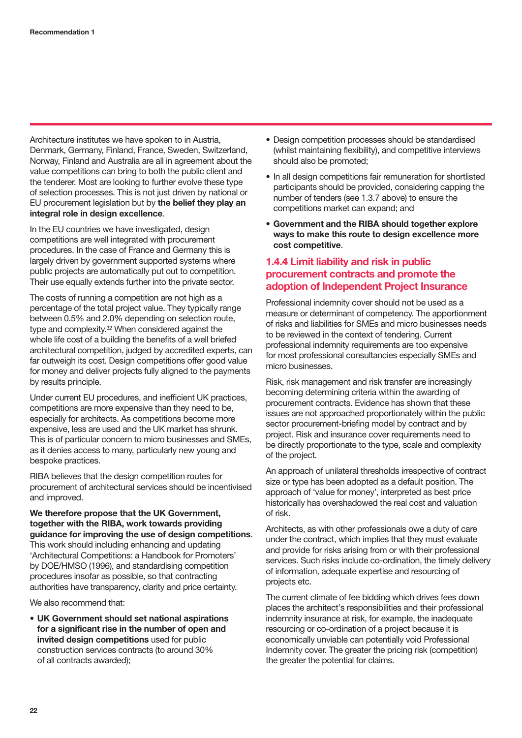Architecture institutes we have spoken to in Austria, Denmark, Germany, Finland, France, Sweden, Switzerland, Norway, Finland and Australia are all in agreement about the value competitions can bring to both the public client and the tenderer. Most are looking to further evolve these type of selection processes. This is not just driven by national or EU procurement legislation but by **the belief they play an integral role in design excellence**.

In the EU countries we have investigated, design competitions are well integrated with procurement procedures. In the case of France and Germany this is largely driven by government supported systems where public projects are automatically put out to competition. Their use equally extends further into the private sector.

The costs of running a competition are not high as a percentage of the total project value. They typically range between 0.5% and 2.0% depending on selection route, type and complexity.[32] When considered against the whole life cost of a building the benefits of a well briefed architectural competition, judged by accredited experts, can far outweigh its cost. Design competitions offer good value for money and deliver projects fully aligned to the payments by results principle.

Under current EU procedures, and inefficient UK practices, competitions are more expensive than they need to be, especially for architects. As competitions become more expensive, less are used and the UK market has shrunk. This is of particular concern to micro businesses and SMEs, as it denies access to many, particularly new young and bespoke practices.

RIBA believes that the design competition routes for procurement of architectural services should be incentivised and improved.

**We therefore propose that the UK Government, together with the RIBA, work towards providing guidance for improving the use of design competitions**. This work should including enhancing and updating 'Architectural Competitions: a Handbook for Promoters' by DOE/HMSO (1996), and standardising competition procedures insofar as possible, so that contracting authorities have transparency, clarity and price certainty.

We also recommend that:

- **UK Government should set national aspirations for a significant rise in the number of open and invited design competitions** used for public construction services contracts (to around 30% of all contracts awarded);
- Design competition processes should be standardised (whilst maintaining flexibility), and competitive interviews should also be promoted;
- In all design competitions fair remuneration for shortlisted participants should be provided, considering capping the number of tenders (see 1.3.7 above) to ensure the competitions market can expand; and
- **Government and the RIBA should together explore ways to make this route to design excellence more cost competitive**.

### 1.4.4 Limit liability and risk in public procurement contracts and promote the adoption of Independent Project Insurance

Professional indemnity cover should not be used as a measure or determinant of competency. The apportionment of risks and liabilities for SMEs and micro businesses needs to be reviewed in the context of tendering. Current professional indemnity requirements are too expensive for most professional consultancies especially SMEs and micro businesses.

Risk, risk management and risk transfer are increasingly becoming determining criteria within the awarding of procurement contracts. Evidence has shown that these issues are not approached proportionately within the public sector procurement-briefing model by contract and by project. Risk and insurance cover requirements need to be directly proportionate to the type, scale and complexity of the project.

An approach of unilateral thresholds irrespective of contract size or type has been adopted as a default position. The approach of 'value for money', interpreted as best price historically has overshadowed the real cost and valuation of risk.

Architects, as with other professionals owe a duty of care under the contract, which implies that they must evaluate and provide for risks arising from or with their professional services. Such risks include co-ordination, the timely delivery of information, adequate expertise and resourcing of projects etc.

The current climate of fee bidding which drives fees down places the architect's responsibilities and their professional indemnity insurance at risk, for example, the inadequate resourcing or co-ordination of a project because it is economically unviable can potentially void Professional Indemnity cover. The greater the pricing risk (competition) the greater the potential for claims.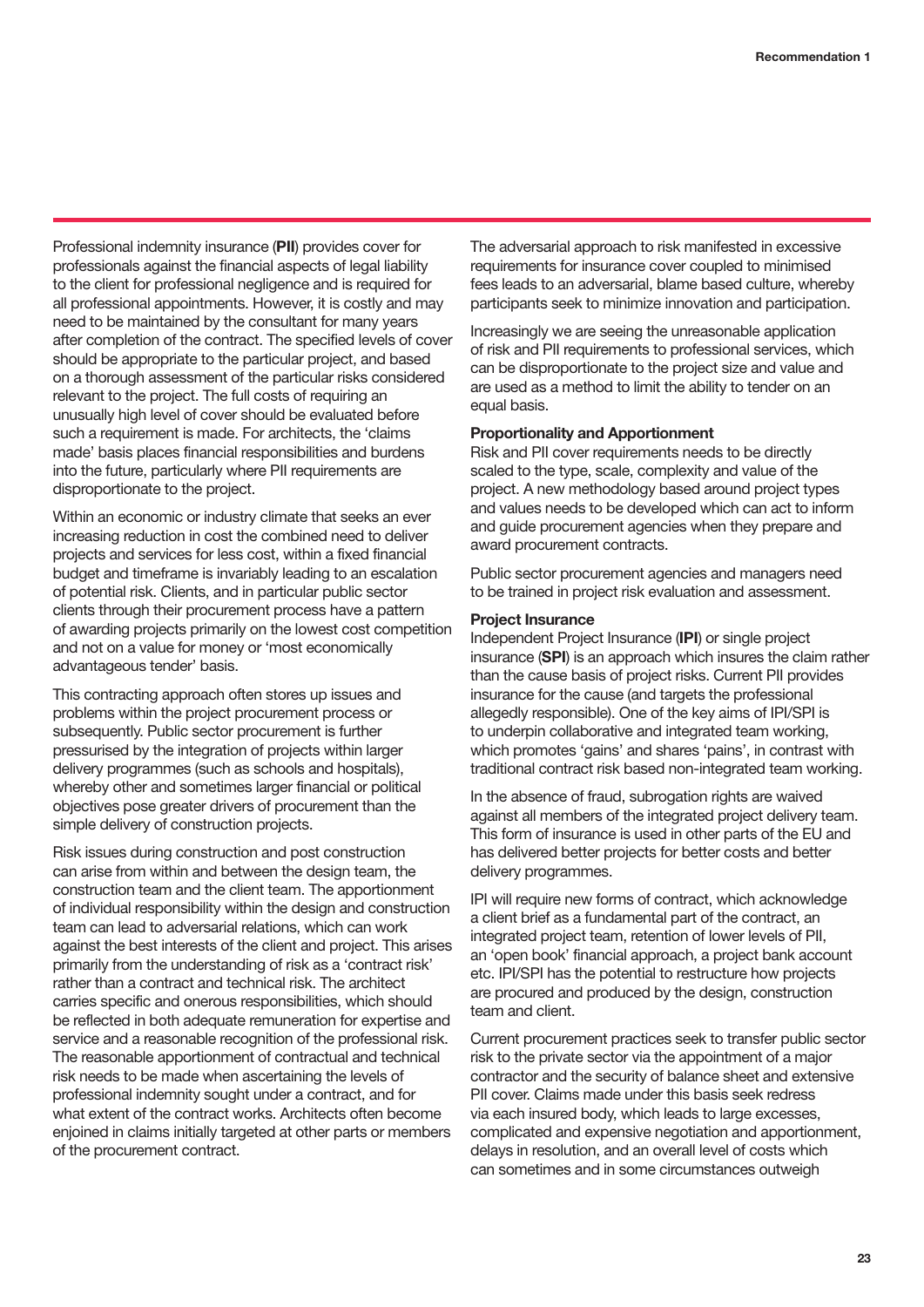Professional indemnity insurance (**PII**) provides cover for professionals against the financial aspects of legal liability to the client for professional negligence and is required for all professional appointments. However, it is costly and may need to be maintained by the consultant for many years after completion of the contract. The specified levels of cover should be appropriate to the particular project, and based on a thorough assessment of the particular risks considered relevant to the project. The full costs of requiring an unusually high level of cover should be evaluated before such a requirement is made. For architects, the 'claims made' basis places financial responsibilities and burdens into the future, particularly where PII requirements are disproportionate to the project.

Within an economic or industry climate that seeks an ever increasing reduction in cost the combined need to deliver projects and services for less cost, within a fixed financial budget and timeframe is invariably leading to an escalation of potential risk. Clients, and in particular public sector clients through their procurement process have a pattern of awarding projects primarily on the lowest cost competition and not on a value for money or 'most economically advantageous tender' basis.

This contracting approach often stores up issues and problems within the project procurement process or subsequently. Public sector procurement is further pressurised by the integration of projects within larger delivery programmes (such as schools and hospitals), whereby other and sometimes larger financial or political objectives pose greater drivers of procurement than the simple delivery of construction projects.

Risk issues during construction and post construction can arise from within and between the design team, the construction team and the client team. The apportionment of individual responsibility within the design and construction team can lead to adversarial relations, which can work against the best interests of the client and project. This arises primarily from the understanding of risk as a 'contract risk' rather than a contract and technical risk. The architect carries specific and onerous responsibilities, which should be reflected in both adequate remuneration for expertise and service and a reasonable recognition of the professional risk. The reasonable apportionment of contractual and technical risk needs to be made when ascertaining the levels of professional indemnity sought under a contract, and for what extent of the contract works. Architects often become enjoined in claims initially targeted at other parts or members of the procurement contract.

The adversarial approach to risk manifested in excessive requirements for insurance cover coupled to minimised fees leads to an adversarial, blame based culture, whereby participants seek to minimize innovation and participation.

Increasingly we are seeing the unreasonable application of risk and PII requirements to professional services, which can be disproportionate to the project size and value and are used as a method to limit the ability to tender on an equal basis.

**Proportionality and Apportionment**

Risk and PII cover requirements needs to be directly scaled to the type, scale, complexity and value of the project. A new methodology based around project types and values needs to be developed which can act to inform and guide procurement agencies when they prepare and award procurement contracts.

Public sector procurement agencies and managers need to be trained in project risk evaluation and assessment.

**Project Insurance**

Independent Project Insurance (**IPI**) or single project insurance (**SPI**) is an approach which insures the claim rather than the cause basis of project risks. Current PII provides insurance for the cause (and targets the professional allegedly responsible). One of the key aims of IPI/SPI is to underpin collaborative and integrated team working, which promotes 'gains' and shares 'pains', in contrast with traditional contract risk based non-integrated team working.

In the absence of fraud, subrogation rights are waived against all members of the integrated project delivery team. This form of insurance is used in other parts of the EU and has delivered better projects for better costs and better delivery programmes.

IPI will require new forms of contract, which acknowledge a client brief as a fundamental part of the contract, an integrated project team, retention of lower levels of PII, an 'open book' financial approach, a project bank account etc. IPI/SPI has the potential to restructure how projects are procured and produced by the design, construction team and client.

Current procurement practices seek to transfer public sector risk to the private sector via the appointment of a major contractor and the security of balance sheet and extensive PII cover. Claims made under this basis seek redress via each insured body, which leads to large excesses, complicated and expensive negotiation and apportionment, delays in resolution, and an overall level of costs which can sometimes and in some circumstances outweigh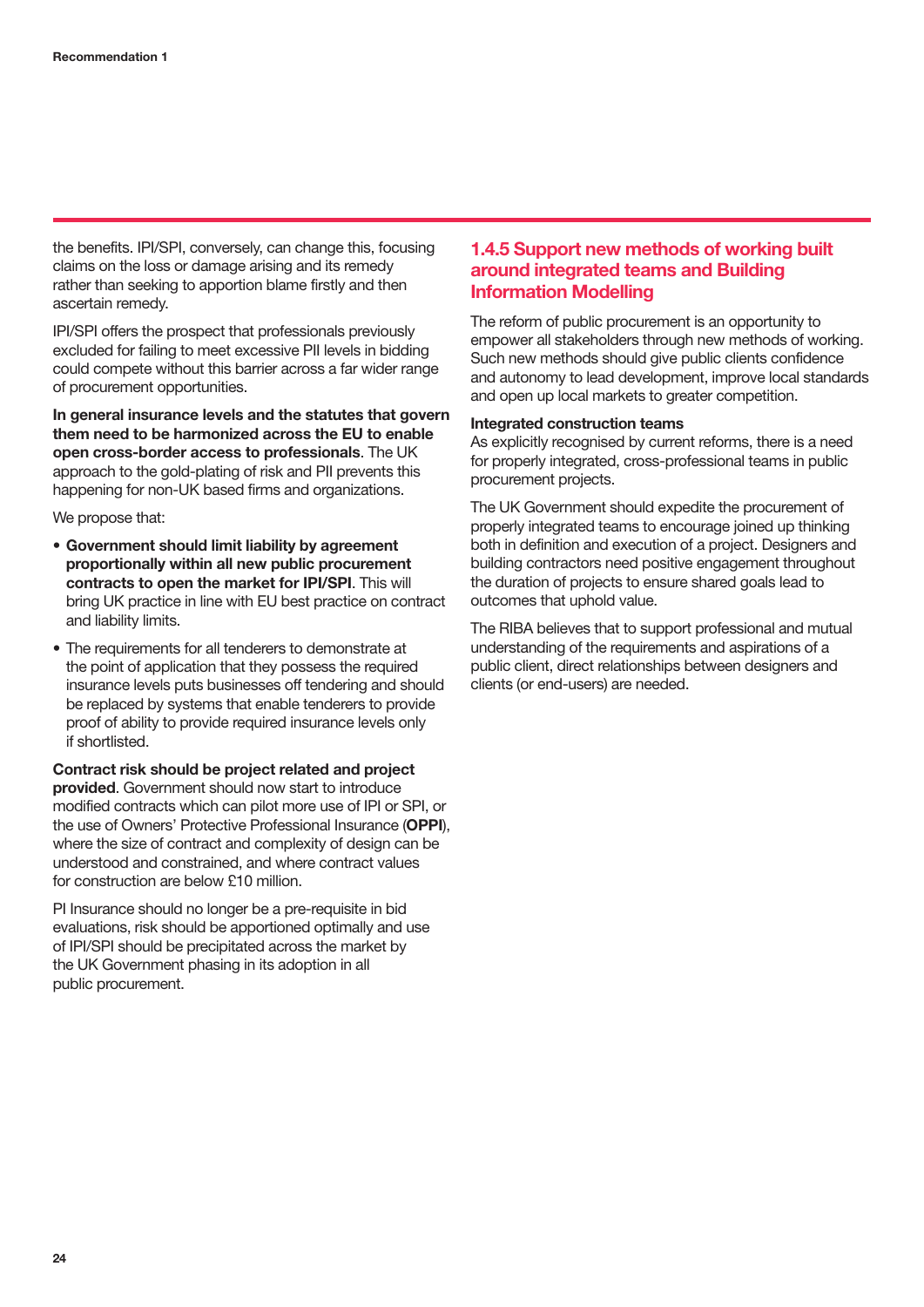the benefits. IPI/SPI, conversely, can change this, focusing claims on the loss or damage arising and its remedy rather than seeking to apportion blame firstly and then ascertain remedy.

IPI/SPI offers the prospect that professionals previously excluded for failing to meet excessive PII levels in bidding could compete without this barrier across a far wider range of procurement opportunities.

**In general insurance levels and the statutes that govern them need to be harmonized across the EU to enable open cross-border access to professionals**. The UK approach to the gold-plating of risk and PII prevents this happening for non-UK based firms and organizations.

We propose that:

- **Government should limit liability by agreement proportionally within all new public procurement contracts to open the market for IPI/SPI**. This will bring UK practice in line with EU best practice on contract and liability limits.
- The requirements for all tenderers to demonstrate at the point of application that they possess the required insurance levels puts businesses off tendering and should be replaced by systems that enable tenderers to provide proof of ability to provide required insurance levels only if shortlisted.

**Contract risk should be project related and project provided**. Government should now start to introduce modified contracts which can pilot more use of IPI or SPI, or the use of Owners' Protective Professional Insurance (**OPPI**), where the size of contract and complexity of design can be understood and constrained, and where contract values for construction are below £10 million.

PI Insurance should no longer be a pre-requisite in bid evaluations, risk should be apportioned optimally and use of IPI/SPI should be precipitated across the market by the UK Government phasing in its adoption in all public procurement.

### 1.4.5 Support new methods of working built around integrated teams and Building Information Modelling

The reform of public procurement is an opportunity to empower all stakeholders through new methods of working. Such new methods should give public clients confidence and autonomy to lead development, improve local standards and open up local markets to greater competition.

**Integrated construction teams**

As explicitly recognised by current reforms, there is a need for properly integrated, cross-professional teams in public procurement projects.

The UK Government should expedite the procurement of properly integrated teams to encourage joined up thinking both in definition and execution of a project. Designers and building contractors need positive engagement throughout the duration of projects to ensure shared goals lead to outcomes that uphold value.

The RIBA believes that to support professional and mutual understanding of the requirements and aspirations of a public client, direct relationships between designers and clients (or end-users) are needed.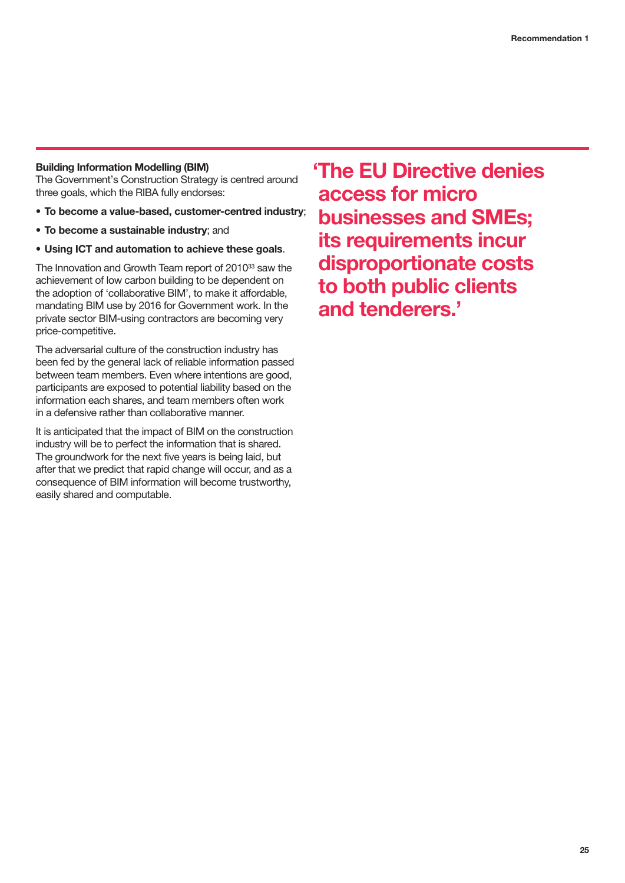**Building Information Modelling (BIM)**
The Government's Construction Strategy is centred around three goals, which the RIBA fully endorses:

- **To become a value-based, customer-centred industry**;
- **To become a sustainable industry**; and
- **Using ICT and automation to achieve these goals**.

The Innovation and Growth Team report of 2010[33] saw the achievement of low carbon building to be dependent on the adoption of 'collaborative BIM', to make it affordable, mandating BIM use by 2016 for Government work. In the private sector BIM-using contractors are becoming very price-competitive.

The adversarial culture of the construction industry has been fed by the general lack of reliable information passed between team members. Even where intentions are good, participants are exposed to potential liability based on the information each shares, and team members often work in a defensive rather than collaborative manner.

It is anticipated that the impact of BIM on the construction industry will be to perfect the information that is shared. The groundwork for the next five years is being laid, but after that we predict that rapid change will occur, and as a consequence of BIM information will become trustworthy, easily shared and computable.

**'The EU Directive denies access for micro businesses and SMEs; its requirements incur disproportionate costs to both public clients and tenderers.'**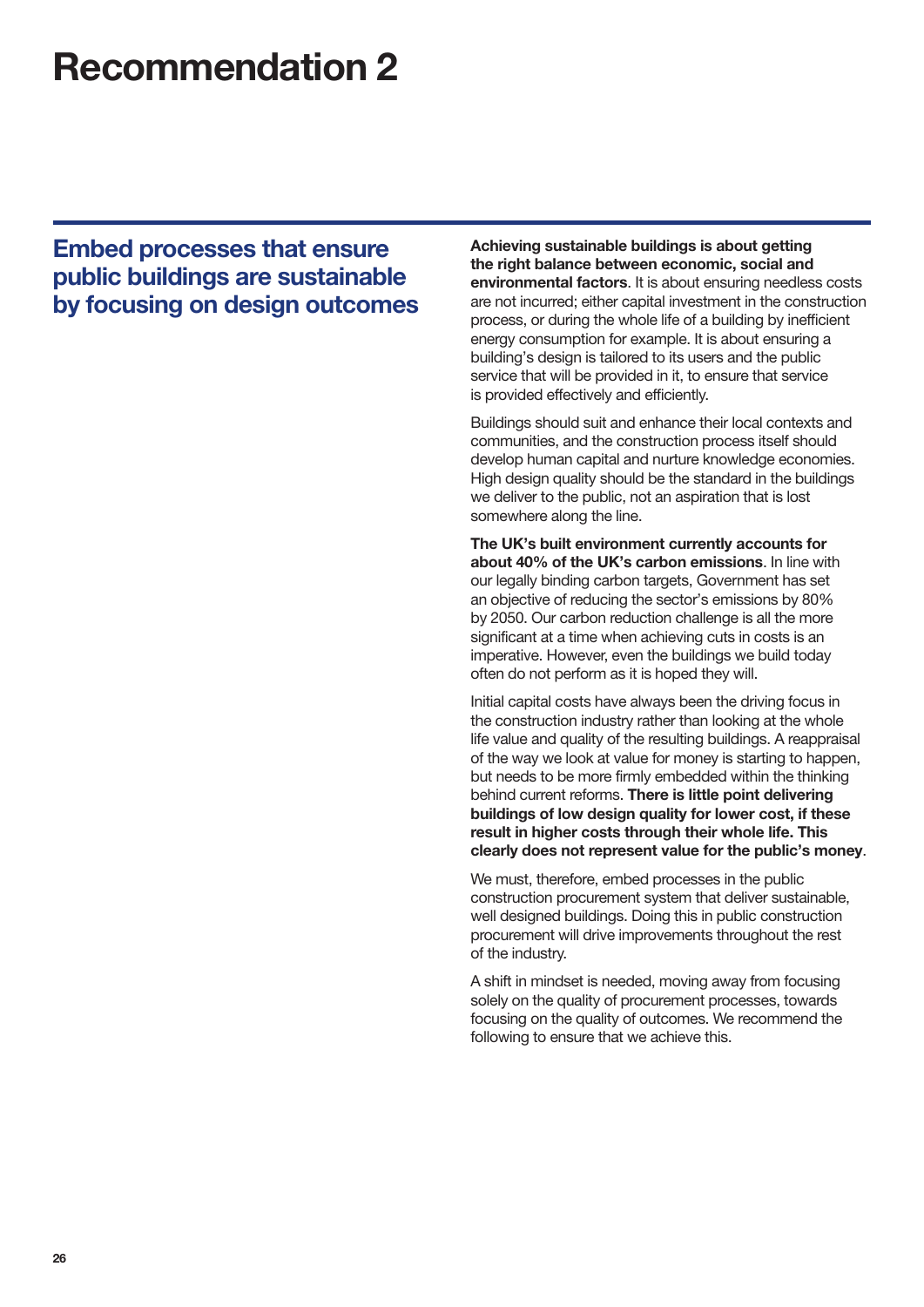# Recommendation 2

## Embed processes that ensure public buildings are sustainable by focusing on design outcomes

**Achieving sustainable buildings is about getting the right balance between economic, social and environmental factors**. It is about ensuring needless costs are not incurred; either capital investment in the construction process, or during the whole life of a building by inefficient energy consumption for example. It is about ensuring a building's design is tailored to its users and the public service that will be provided in it, to ensure that service is provided effectively and efficiently.

Buildings should suit and enhance their local contexts and communities, and the construction process itself should develop human capital and nurture knowledge economies. High design quality should be the standard in the buildings we deliver to the public, not an aspiration that is lost somewhere along the line.

**The UK's built environment currently accounts for about 40% of the UK's carbon emissions**. In line with our legally binding carbon targets, Government has set an objective of reducing the sector's emissions by 80% by 2050. Our carbon reduction challenge is all the more significant at a time when achieving cuts in costs is an imperative. However, even the buildings we build today often do not perform as it is hoped they will.

Initial capital costs have always been the driving focus in the construction industry rather than looking at the whole life value and quality of the resulting buildings. A reappraisal of the way we look at value for money is starting to happen, but needs to be more firmly embedded within the thinking behind current reforms. **There is little point delivering buildings of low design quality for lower cost, if these result in higher costs through their whole life. This clearly does not represent value for the public's money**.

We must, therefore, embed processes in the public construction procurement system that deliver sustainable, well designed buildings. Doing this in public construction procurement will drive improvements throughout the rest of the industry.

A shift in mindset is needed, moving away from focusing solely on the quality of procurement processes, towards focusing on the quality of outcomes. We recommend the following to ensure that we achieve this.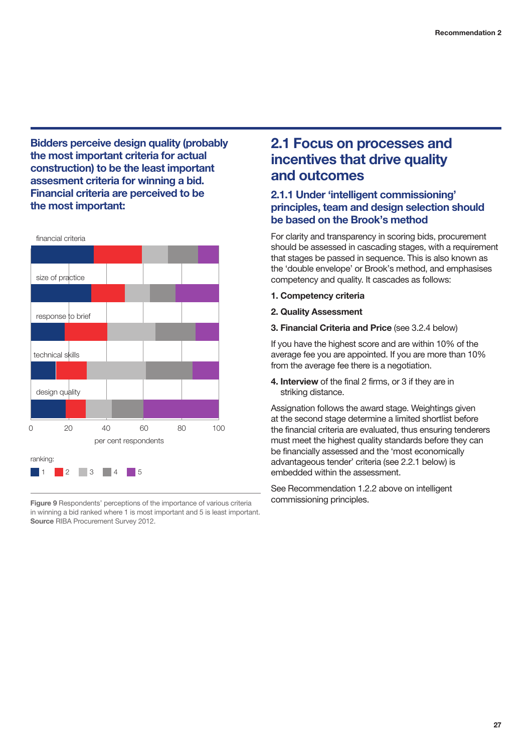**Bidders perceive design quality (probably the most important criteria for actual construction) to be the least important assesment criteria for winning a bid. Financial criteria are perceived to be the most important:**

financial criteria

size of practice

response to brief

technical skills

design quality

0 20 40 60 80 100

per cent respondents

ranking:

1 2 3 4 5

**Figure 9** Respondents' perceptions of the importance of various criteria in winning a bid ranked where 1 is most important and 5 is least important. **Source** RIBA Procurement Survey 2012.

## 2.1 Focus on processes and incentives that drive quality and outcomes

### 2.1.1 Under 'intelligent commissioning' principles, team and design selection should be based on the Brook's method

For clarity and transparency in scoring bids, procurement should be assessed in cascading stages, with a requirement that stages be passed in sequence. This is also known as the 'double envelope' or Brook's method, and emphasises competency and quality. It cascades as follows:

**1. Competency criteria**

**2. Quality Assessment**

**3. Financial Criteria and Price** (see 3.2.4 below)

If you have the highest score and are within 10% of the average fee you are appointed. If you are more than 10% from the average fee there is a negotiation.

**4. Interview** of the final 2 firms, or 3 if they are in striking distance.

Assignation follows the award stage. Weightings given at the second stage determine a limited shortlist before the financial criteria are evaluated, thus ensuring tenderers must meet the highest quality standards before they can be financially assessed and the 'most economically advantageous tender' criteria (see 2.2.1 below) is embedded within the assessment.

See Recommendation 1.2.2 above on intelligent commissioning principles.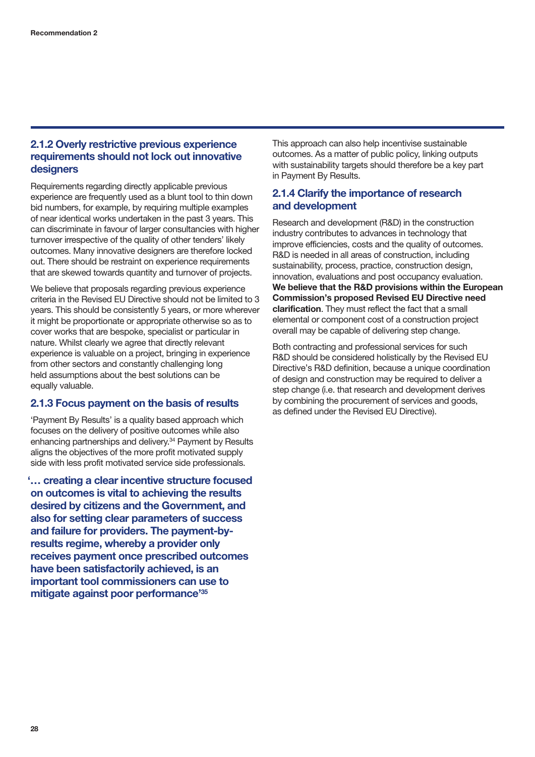### 2.1.2 Overly restrictive previous experience requirements should not lock out innovative designers

Requirements regarding directly applicable previous experience are frequently used as a blunt tool to thin down bid numbers, for example, by requiring multiple examples of near identical works undertaken in the past 3 years. This can discriminate in favour of larger consultancies with higher turnover irrespective of the quality of other tenders' likely outcomes. Many innovative designers are therefore locked out. There should be restraint on experience requirements that are skewed towards quantity and turnover of projects.

We believe that proposals regarding previous experience criteria in the Revised EU Directive should not be limited to 3 years. This should be consistently 5 years, or more wherever it might be proportionate or appropriate otherwise so as to cover works that are bespoke, specialist or particular in nature. Whilst clearly we agree that directly relevant experience is valuable on a project, bringing in experience from other sectors and constantly challenging long held assumptions about the best solutions can be equally valuable.

### 2.1.3 Focus payment on the basis of results

'Payment By Results' is a quality based approach which focuses on the delivery of positive outcomes while also enhancing partnerships and delivery.[34] Payment by Results aligns the objectives of the more profit motivated supply side with less profit motivated service side professionals.

**'… creating a clear incentive structure focused on outcomes is vital to achieving the results desired by citizens and the Government, and also for setting clear parameters of success and failure for providers. The payment-by-results regime, whereby a provider only receives payment once prescribed outcomes have been satisfactorily achieved, is an important tool commissioners can use to mitigate against poor performance'[35]**

This approach can also help incentivise sustainable outcomes. As a matter of public policy, linking outputs with sustainability targets should therefore be a key part in Payment By Results.

### 2.1.4 Clarify the importance of research and development

Research and development (R&D) in the construction industry contributes to advances in technology that improve efficiencies, costs and the quality of outcomes. R&D is needed in all areas of construction, including sustainability, process, practice, construction design, innovation, evaluations and post occupancy evaluation. **We believe that the R&D provisions within the European Commission's proposed Revised EU Directive need clarification**. They must reflect the fact that a small elemental or component cost of a construction project overall may be capable of delivering step change.

Both contracting and professional services for such R&D should be considered holistically by the Revised EU Directive's R&D definition, because a unique coordination of design and construction may be required to deliver a step change (i.e. that research and development derives by combining the procurement of services and goods, as defined under the Revised EU Directive).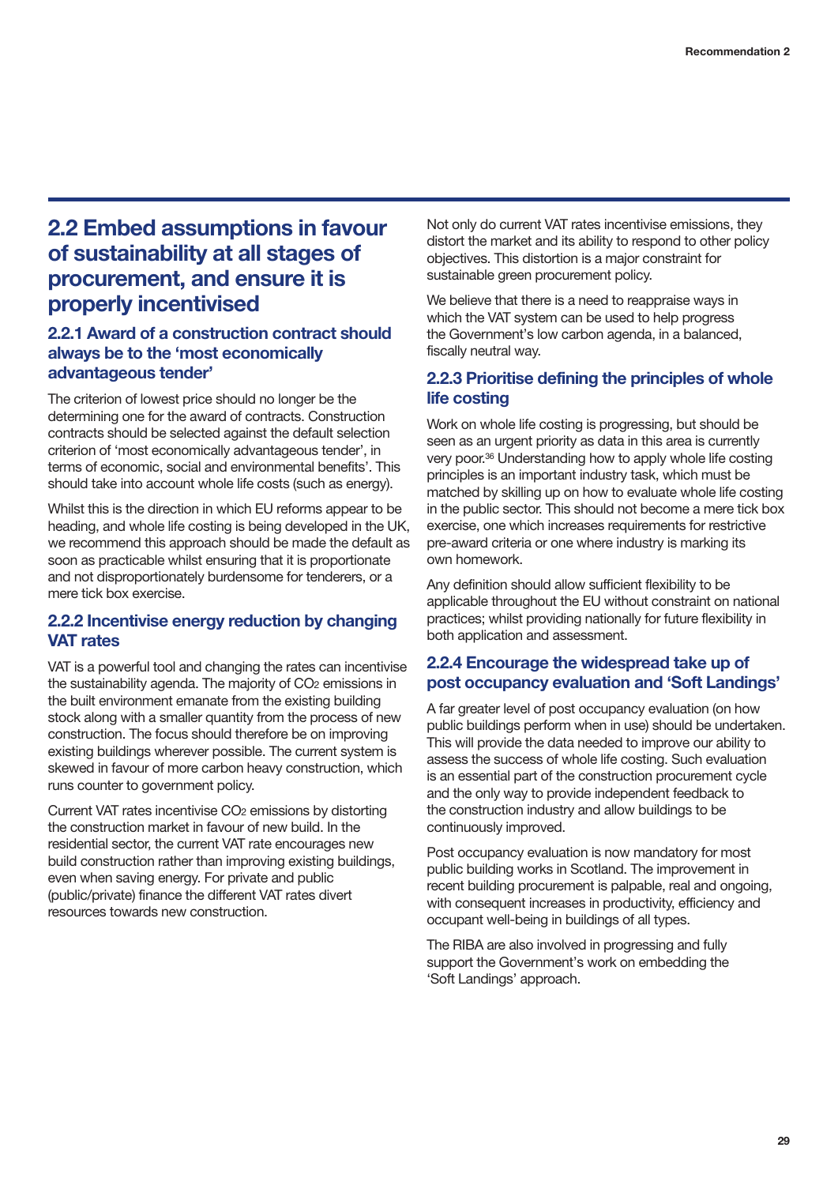## 2.2 Embed assumptions in favour of sustainability at all stages of procurement, and ensure it is properly incentivised

### 2.2.1 Award of a construction contract should always be to the 'most economically advantageous tender'

The criterion of lowest price should no longer be the determining one for the award of contracts. Construction contracts should be selected against the default selection criterion of 'most economically advantageous tender', in terms of economic, social and environmental benefits'. This should take into account whole life costs (such as energy).

Whilst this is the direction in which EU reforms appear to be heading, and whole life costing is being developed in the UK, we recommend this approach should be made the default as soon as practicable whilst ensuring that it is proportionate and not disproportionately burdensome for tenderers, or a mere tick box exercise.

### 2.2.2 Incentivise energy reduction by changing VAT rates

VAT is a powerful tool and changing the rates can incentivise the sustainability agenda. The majority of $CO_2$ emissions in the built environment emanate from the existing building stock along with a smaller quantity from the process of new construction. The focus should therefore be on improving existing buildings wherever possible. The current system is skewed in favour of more carbon heavy construction, which runs counter to government policy.

Current VAT rates incentivise $CO_2$ emissions by distorting the construction market in favour of new build. In the residential sector, the current VAT rate encourages new build construction rather than improving existing buildings, even when saving energy. For private and public (public/private) finance the different VAT rates divert resources towards new construction.

Not only do current VAT rates incentivise emissions, they distort the market and its ability to respond to other policy objectives. This distortion is a major constraint for sustainable green procurement policy.

We believe that there is a need to reappraise ways in which the VAT system can be used to help progress the Government's low carbon agenda, in a balanced, fiscally neutral way.

### 2.2.3 Prioritise defining the principles of whole life costing

Work on whole life costing is progressing, but should be seen as an urgent priority as data in this area is currently very poor.[36] Understanding how to apply whole life costing principles is an important industry task, which must be matched by skilling up on how to evaluate whole life costing in the public sector. This should not become a mere tick box exercise, one which increases requirements for restrictive pre-award criteria or one where industry is marking its own homework.

Any definition should allow sufficient flexibility to be applicable throughout the EU without constraint on national practices; whilst providing nationally for future flexibility in both application and assessment.

### 2.2.4 Encourage the widespread take up of post occupancy evaluation and 'Soft Landings'

A far greater level of post occupancy evaluation (on how public buildings perform when in use) should be undertaken. This will provide the data needed to improve our ability to assess the success of whole life costing. Such evaluation is an essential part of the construction procurement cycle and the only way to provide independent feedback to the construction industry and allow buildings to be continuously improved.

Post occupancy evaluation is now mandatory for most public building works in Scotland. The improvement in recent building procurement is palpable, real and ongoing, with consequent increases in productivity, efficiency and occupant well-being in buildings of all types.

The RIBA are also involved in progressing and fully support the Government's work on embedding the 'Soft Landings' approach.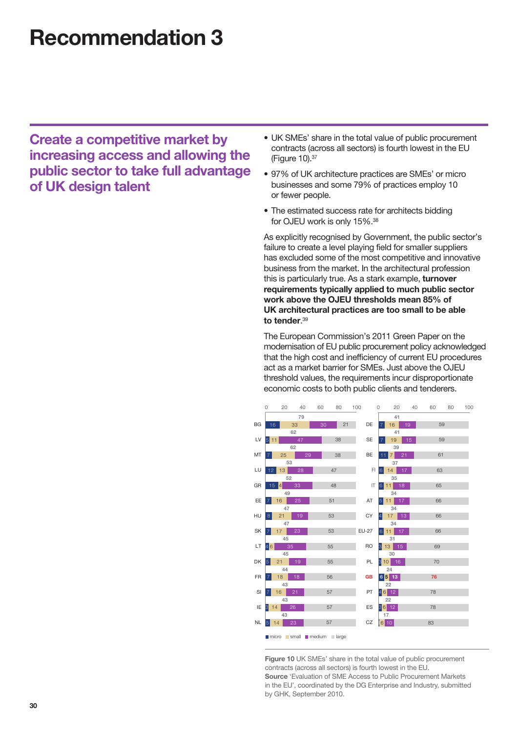# Recommendation 3

## Create a competitive market by increasing access and allowing the public sector to take full advantage of UK design talent

- UK SMEs' share in the total value of public procurement contracts (across all sectors) is fourth lowest in the EU (Figure 10).[37]
- 97% of UK architecture practices are SMEs' or micro businesses and some 79% of practices employ 10 or fewer people.
- The estimated success rate for architects bidding for OJEU work is only 15%.[38]

As explicitly recognised by Government, the public sector's failure to create a level playing field for smaller suppliers has excluded some of the most competitive and innovative business from the market. In the architectural profession this is particularly true. As a stark example, **turnover requirements typically applied to much public sector work above the OJEU thresholds mean 85% of UK architectural practices are too small to be able to tender**.[39]

The European Commission's 2011 Green Paper on the modernisation of EU public procurement policy acknowledged that the high cost and inefficiency of current EU procedures act as a market barrier for SMEs. Just above the OJEU threshold values, the requirements incur disproportionate economic costs to both public clients and tenderers.

| Country | SME total | micro | small | medium | large |
|---|---|---|---|---|---|
| BG | 79 | 16 | 33 | 30 | 21 |
| LV | 62 | 5 | 11 | 47 | 38 |
| MT | 62 | 7 | 25 | 29 | 38 |
| LU | 53 | 12 | 13 | 28 | 47 |
| GR | 52 | 15 | 4 | 33 | 48 |
| EE | 49 | 7 | 16 | 25 | 51 |
| HU | 47 | 8 | 21 | 19 | 53 |
| SK | 47 | 7 | 17 | 23 | 53 |
| LT | 45 | 4 | 6 | 35 | 55 |
| DK | 45 | 5 | 21 | 19 | 55 |
| FR | 44 | 7 | 18 | 18 | 56 |
| SI | 43 | 7 | 16 | 21 | 57 |
| IE | 43 | 3 | 14 | 26 | 57 |
| NL | 43 | 5 | 14 | 23 | 57 |
| DE | 41 | 7 | 16 | 19 | 59 |
| SE | 41 | 7 | 19 | 15 | 59 |
| BE | 39 | 11 | 7 | 21 | 61 |
| FI | 37 | 6 | 14 | 17 | 63 |
| IT | 35 | 6 | 11 | 18 | 65 |
| AT | 34 | 5 | 11 | 17 | 66 |
| CY | 34 | 4 | 17 | 13 | 66 |
| EU-27 | 34 | 6 | 11 | 17 | 66 |
| RO | 31 | 3 | 13 | 15 | 69 |
| PL | 30 | 3 | 10 | 16 | 70 |
| **GB** | **24** | **6** | **5** | **13** | **76** |
| PT | 22 | 4 | 6 | 12 | 78 |
| ES | 22 | 3 | 6 | 12 | 78 |
| CZ | 17 | 1 | 6 | 10 | 83 |

micro ■ small ■ medium ■ large

**Figure 10** UK SMEs' share in the total value of public procurement contracts (across all sectors) is fourth lowest in the EU.
**Source** 'Evaluation of SME Access to Public Procurement Markets in the EU', coordinated by the DG Enterprise and Industry, submitted by GHK, September 2010.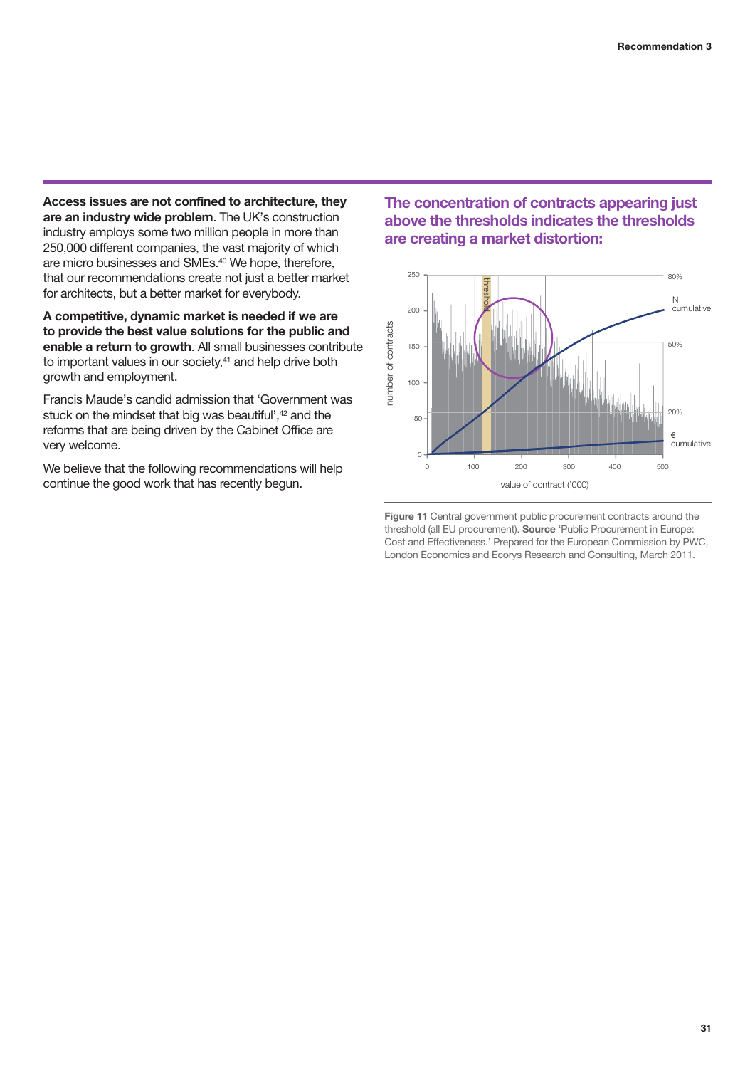**Access issues are not confined to architecture, they are an industry wide problem**. The UK's construction industry employs some two million people in more than 250,000 different companies, the vast majority of which are micro businesses and SMEs.[40] We hope, therefore, that our recommendations create not just a better market for architects, but a better market for everybody.

**A competitive, dynamic market is needed if we are to provide the best value solutions for the public and enable a return to growth**. All small businesses contribute to important values in our society,[41] and help drive both growth and employment.

Francis Maude's candid admission that 'Government was stuck on the mindset that big was beautiful',[42] and the reforms that are being driven by the Cabinet Office are very welcome.

We believe that the following recommendations will help continue the good work that has recently begun.

## The concentration of contracts appearing just above the thresholds indicates the thresholds are creating a market distortion:

**Figure 11** Central government public procurement contracts around the threshold (all EU procurement). **Source** 'Public Procurement in Europe: Cost and Effectiveness.' Prepared for the European Commission by PWC, London Economics and Ecorys Research and Consulting, March 2011.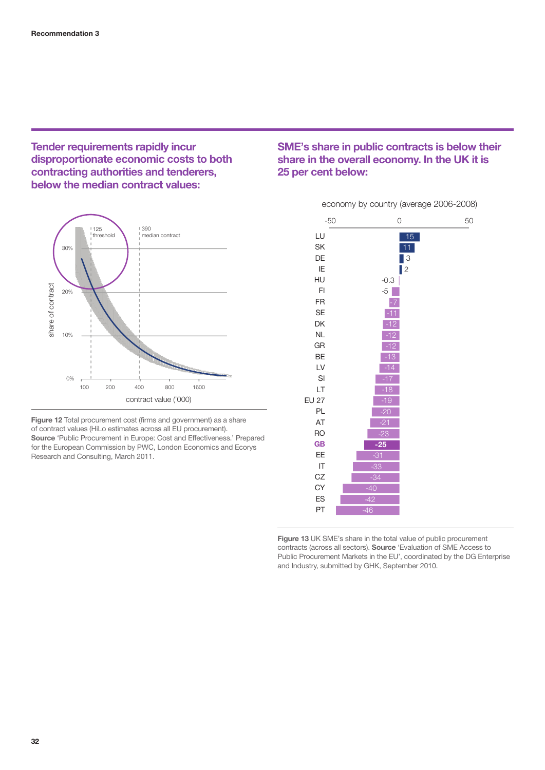Recommendation 3

## Tender requirements rapidly incur disproportionate economic costs to both contracting authorities and tenderers, below the median contract values:

**Figure 12** Total procurement cost (firms and government) as a share of contract values (HiLo estimates across all EU procurement).
**Source** 'Public Procurement in Europe: Cost and Effectiveness.' Prepared for the European Commission by PWC, London Economics and Ecorys Research and Consulting, March 2011.

## SME's share in public contracts is below their share in the overall economy. In the UK it is 25 per cent below:

economy by country (average 2006-2008)

| Country | Value |
|---|---|
| LU | 15 |
| SK | 11 |
| DE | 3 |
| IE | 2 |
| HU | -0.3 |
| FI | -5 |
| FR | -7 |
| SE | -11 |
| DK | -12 |
| NL | -12 |
| GR | -12 |
| BE | -13 |
| LV | -14 |
| SI | -17 |
| LT | -18 |
| EU 27 | -19 |
| PL | -20 |
| AT | -21 |
| RO | -23 |
| **GB** | **-25** |
| EE | -31 |
| IT | -33 |
| CZ | -34 |
| CY | -40 |
| ES | -42 |
| PT | -46 |

**Figure 13** UK SME's share in the total value of public procurement contracts (across all sectors). **Source** 'Evaluation of SME Access to Public Procurement Markets in the EU', coordinated by the DG Enterprise and Industry, submitted by GHK, September 2010.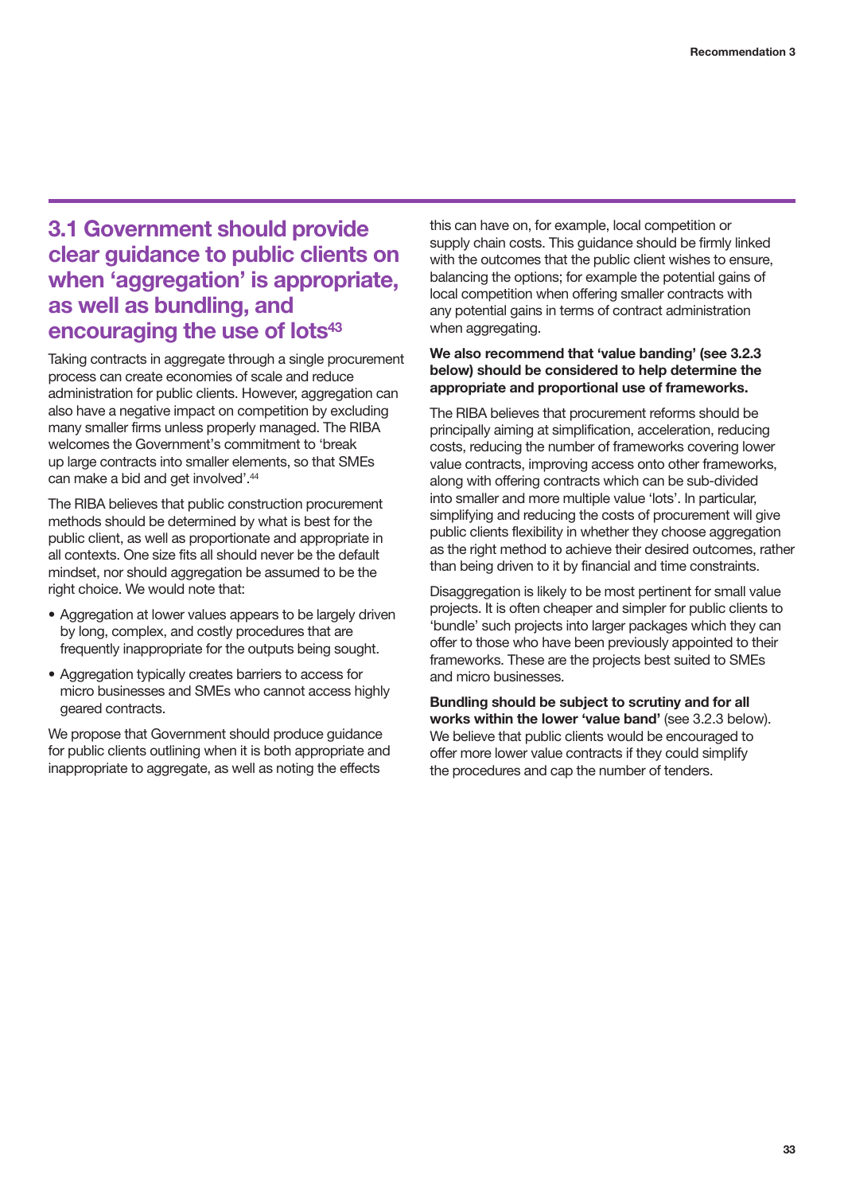## 3.1 Government should provide clear guidance to public clients on when 'aggregation' is appropriate, as well as bundling, and encouraging the use of lots[43]

Taking contracts in aggregate through a single procurement process can create economies of scale and reduce administration for public clients. However, aggregation can also have a negative impact on competition by excluding many smaller firms unless properly managed. The RIBA welcomes the Government's commitment to 'break up large contracts into smaller elements, so that SMEs can make a bid and get involved'.[44]

The RIBA believes that public construction procurement methods should be determined by what is best for the public client, as well as proportionate and appropriate in all contexts. One size fits all should never be the default mindset, nor should aggregation be assumed to be the right choice. We would note that:

- Aggregation at lower values appears to be largely driven by long, complex, and costly procedures that are frequently inappropriate for the outputs being sought.
- Aggregation typically creates barriers to access for micro businesses and SMEs who cannot access highly geared contracts.

We propose that Government should produce guidance for public clients outlining when it is both appropriate and inappropriate to aggregate, as well as noting the effects this can have on, for example, local competition or supply chain costs. This guidance should be firmly linked with the outcomes that the public client wishes to ensure, balancing the options; for example the potential gains of local competition when offering smaller contracts with any potential gains in terms of contract administration when aggregating.

**We also recommend that 'value banding' (see 3.2.3 below) should be considered to help determine the appropriate and proportional use of frameworks.**

The RIBA believes that procurement reforms should be principally aiming at simplification, acceleration, reducing costs, reducing the number of frameworks covering lower value contracts, improving access onto other frameworks, along with offering contracts which can be sub-divided into smaller and more multiple value 'lots'. In particular, simplifying and reducing the costs of procurement will give public clients flexibility in whether they choose aggregation as the right method to achieve their desired outcomes, rather than being driven to it by financial and time constraints.

Disaggregation is likely to be most pertinent for small value projects. It is often cheaper and simpler for public clients to 'bundle' such projects into larger packages which they can offer to those who have been previously appointed to their frameworks. These are the projects best suited to SMEs and micro businesses.

**Bundling should be subject to scrutiny and for all works within the lower 'value band'** (see 3.2.3 below). We believe that public clients would be encouraged to offer more lower value contracts if they could simplify the procedures and cap the number of tenders.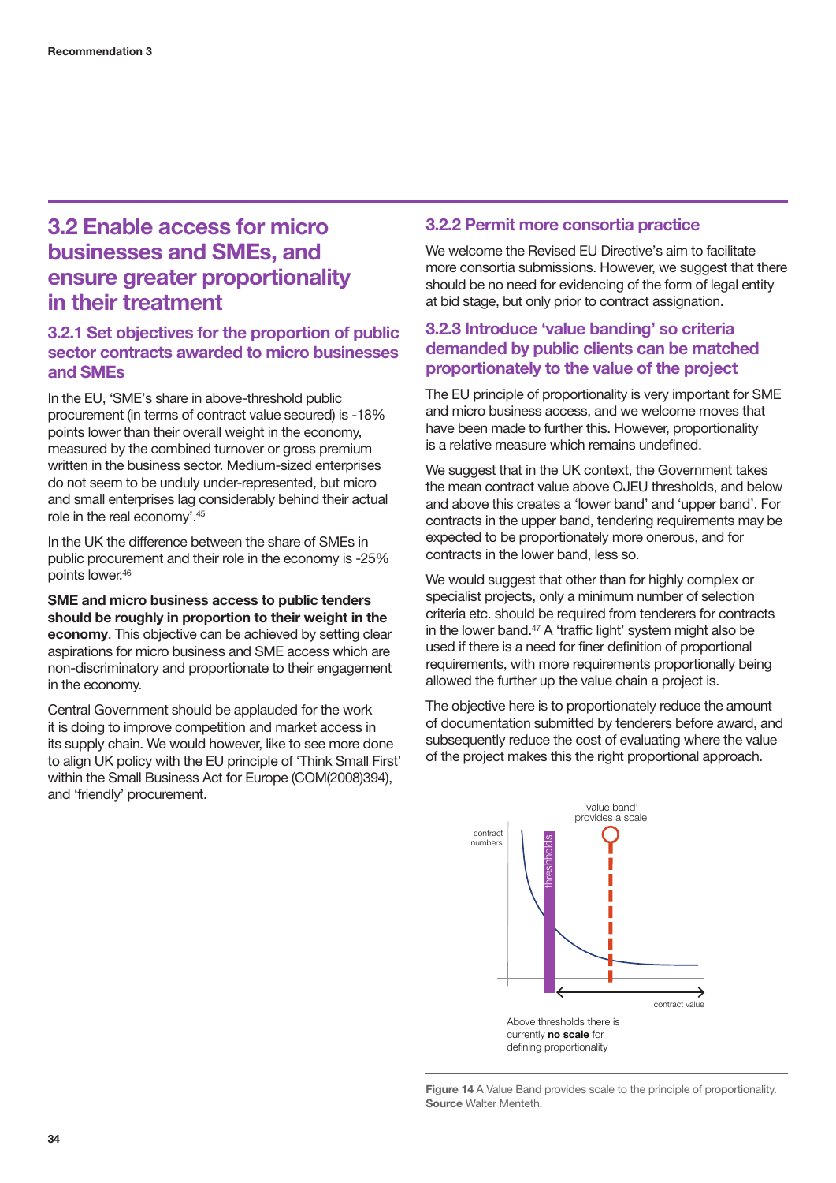## 3.2 Enable access for micro businesses and SMEs, and ensure greater proportionality in their treatment

### 3.2.1 Set objectives for the proportion of public sector contracts awarded to micro businesses and SMEs

In the EU, 'SME's share in above-threshold public procurement (in terms of contract value secured) is -18% points lower than their overall weight in the economy, measured by the combined turnover or gross premium written in the business sector. Medium-sized enterprises do not seem to be unduly under-represented, but micro and small enterprises lag considerably behind their actual role in the real economy'.[45]

In the UK the difference between the share of SMEs in public procurement and their role in the economy is -25% points lower.[46]

**SME and micro business access to public tenders should be roughly in proportion to their weight in the economy**. This objective can be achieved by setting clear aspirations for micro business and SME access which are non-discriminatory and proportionate to their engagement in the economy.

Central Government should be applauded for the work it is doing to improve competition and market access in its supply chain. We would however, like to see more done to align UK policy with the EU principle of 'Think Small First' within the Small Business Act for Europe (COM(2008)394), and 'friendly' procurement.

### 3.2.2 Permit more consortia practice

We welcome the Revised EU Directive's aim to facilitate more consortia submissions. However, we suggest that there should be no need for evidencing of the form of legal entity at bid stage, but only prior to contract assignation.

### 3.2.3 Introduce 'value banding' so criteria demanded by public clients can be matched proportionately to the value of the project

The EU principle of proportionality is very important for SME and micro business access, and we welcome moves that have been made to further this. However, proportionality is a relative measure which remains undefined.

We suggest that in the UK context, the Government takes the mean contract value above OJEU thresholds, and below and above this creates a 'lower band' and 'upper band'. For contracts in the upper band, tendering requirements may be expected to be proportionately more onerous, and for contracts in the lower band, less so.

We would suggest that other than for highly complex or specialist projects, only a minimum number of selection criteria etc. should be required from tenderers for contracts in the lower band.[47] A 'traffic light' system might also be used if there is a need for finer definition of proportional requirements, with more requirements proportionally being allowed the further up the value chain a project is.

The objective here is to proportionately reduce the amount of documentation submitted by tenderers before award, and subsequently reduce the cost of evaluating where the value of the project makes this the right proportional approach.

'value band' provides a scale

contract numbers

thresholds

contract value

Above thresholds there is currently **no scale** for defining proportionality

**Figure 14** A Value Band provides scale to the principle of proportionality.
**Source** Walter Menteth.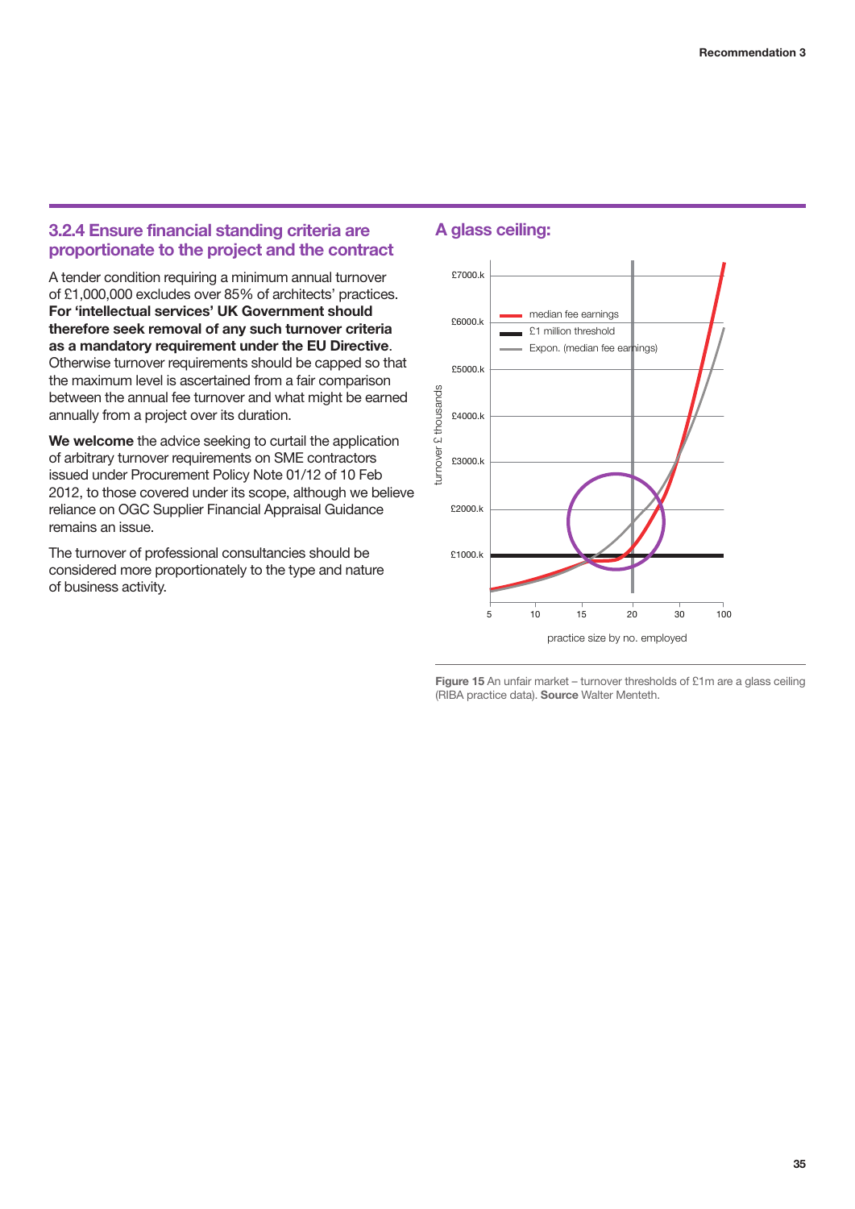### 3.2.4 Ensure financial standing criteria are proportionate to the project and the contract

A tender condition requiring a minimum annual turnover of £1,000,000 excludes over 85% of architects' practices. **For 'intellectual services' UK Government should therefore seek removal of any such turnover criteria as a mandatory requirement under the EU Directive**. Otherwise turnover requirements should be capped so that the maximum level is ascertained from a fair comparison between the annual fee turnover and what might be earned annually from a project over its duration.

**We welcome** the advice seeking to curtail the application of arbitrary turnover requirements on SME contractors issued under Procurement Policy Note 01/12 of 10 Feb 2012, to those covered under its scope, although we believe reliance on OGC Supplier Financial Appraisal Guidance remains an issue.

The turnover of professional consultancies should be considered more proportionately to the type and nature of business activity.

### A glass ceiling:

**Figure 15** An unfair market – turnover thresholds of £1m are a glass ceiling (RIBA practice data). **Source** Walter Menteth.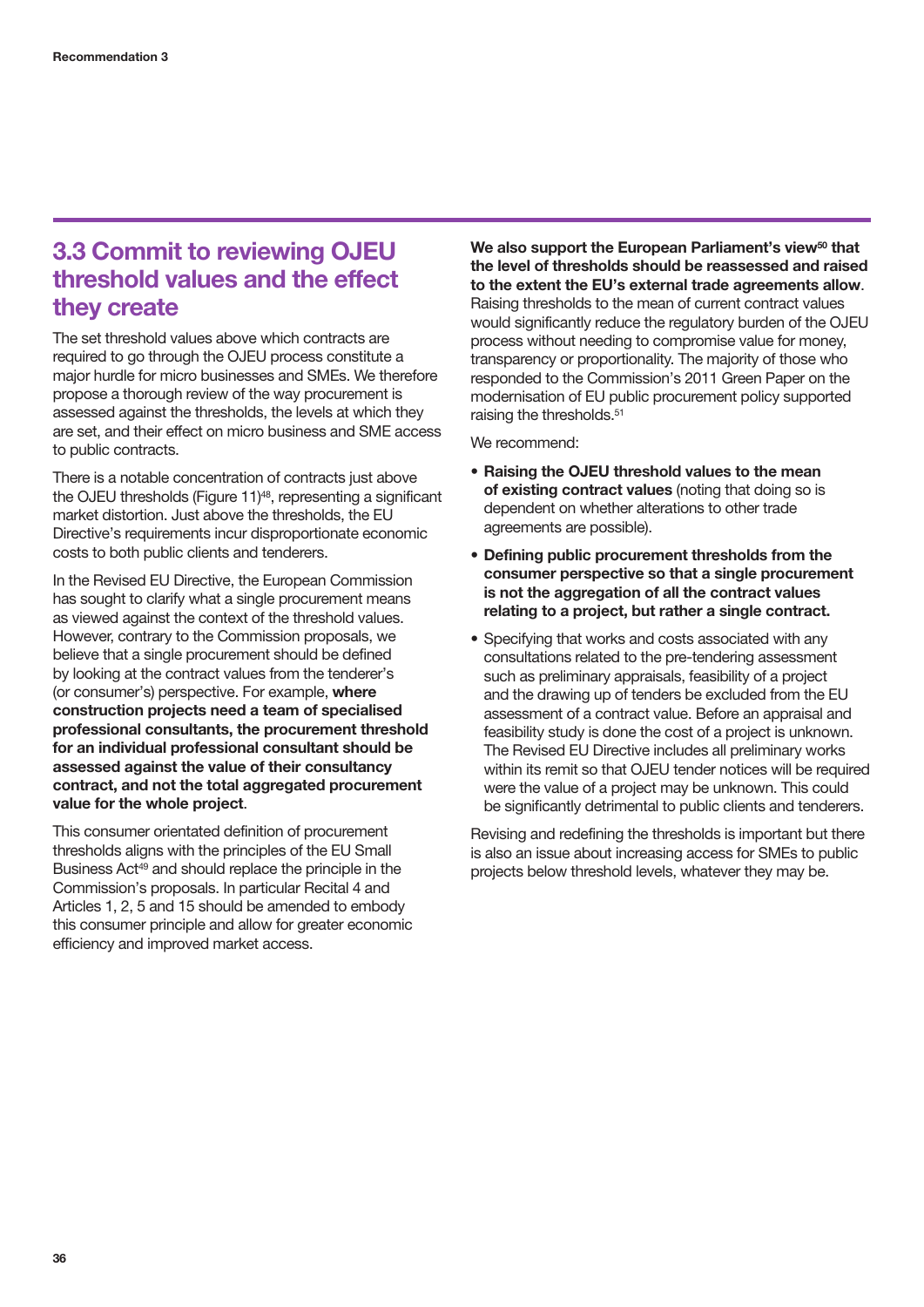## 3.3 Commit to reviewing OJEU threshold values and the effect they create

The set threshold values above which contracts are required to go through the OJEU process constitute a major hurdle for micro businesses and SMEs. We therefore propose a thorough review of the way procurement is assessed against the thresholds, the levels at which they are set, and their effect on micro business and SME access to public contracts.

There is a notable concentration of contracts just above the OJEU thresholds (Figure 11)[48], representing a significant market distortion. Just above the thresholds, the EU Directive's requirements incur disproportionate economic costs to both public clients and tenderers.

In the Revised EU Directive, the European Commission has sought to clarify what a single procurement means as viewed against the context of the threshold values. However, contrary to the Commission proposals, we believe that a single procurement should be defined by looking at the contract values from the tenderer's (or consumer's) perspective. For example, **where construction projects need a team of specialised professional consultants, the procurement threshold for an individual professional consultant should be assessed against the value of their consultancy contract, and not the total aggregated procurement value for the whole project**.

This consumer orientated definition of procurement thresholds aligns with the principles of the EU Small Business Act[49] and should replace the principle in the Commission's proposals. In particular Recital 4 and Articles 1, 2, 5 and 15 should be amended to embody this consumer principle and allow for greater economic efficiency and improved market access.

**We also support the European Parliament's view[50] that the level of thresholds should be reassessed and raised to the extent the EU's external trade agreements allow**. Raising thresholds to the mean of current contract values would significantly reduce the regulatory burden of the OJEU process without needing to compromise value for money, transparency or proportionality. The majority of those who responded to the Commission's 2011 Green Paper on the modernisation of EU public procurement policy supported raising the thresholds.[51]

We recommend:

- **Raising the OJEU threshold values to the mean of existing contract values** (noting that doing so is dependent on whether alterations to other trade agreements are possible).
- **Defining public procurement thresholds from the consumer perspective so that a single procurement is not the aggregation of all the contract values relating to a project, but rather a single contract.**
- Specifying that works and costs associated with any consultations related to the pre-tendering assessment such as preliminary appraisals, feasibility of a project and the drawing up of tenders be excluded from the EU assessment of a contract value. Before an appraisal and feasibility study is done the cost of a project is unknown. The Revised EU Directive includes all preliminary works within its remit so that OJEU tender notices will be required were the value of a project may be unknown. This could be significantly detrimental to public clients and tenderers.

Revising and redefining the thresholds is important but there is also an issue about increasing access for SMEs to public projects below threshold levels, whatever they may be.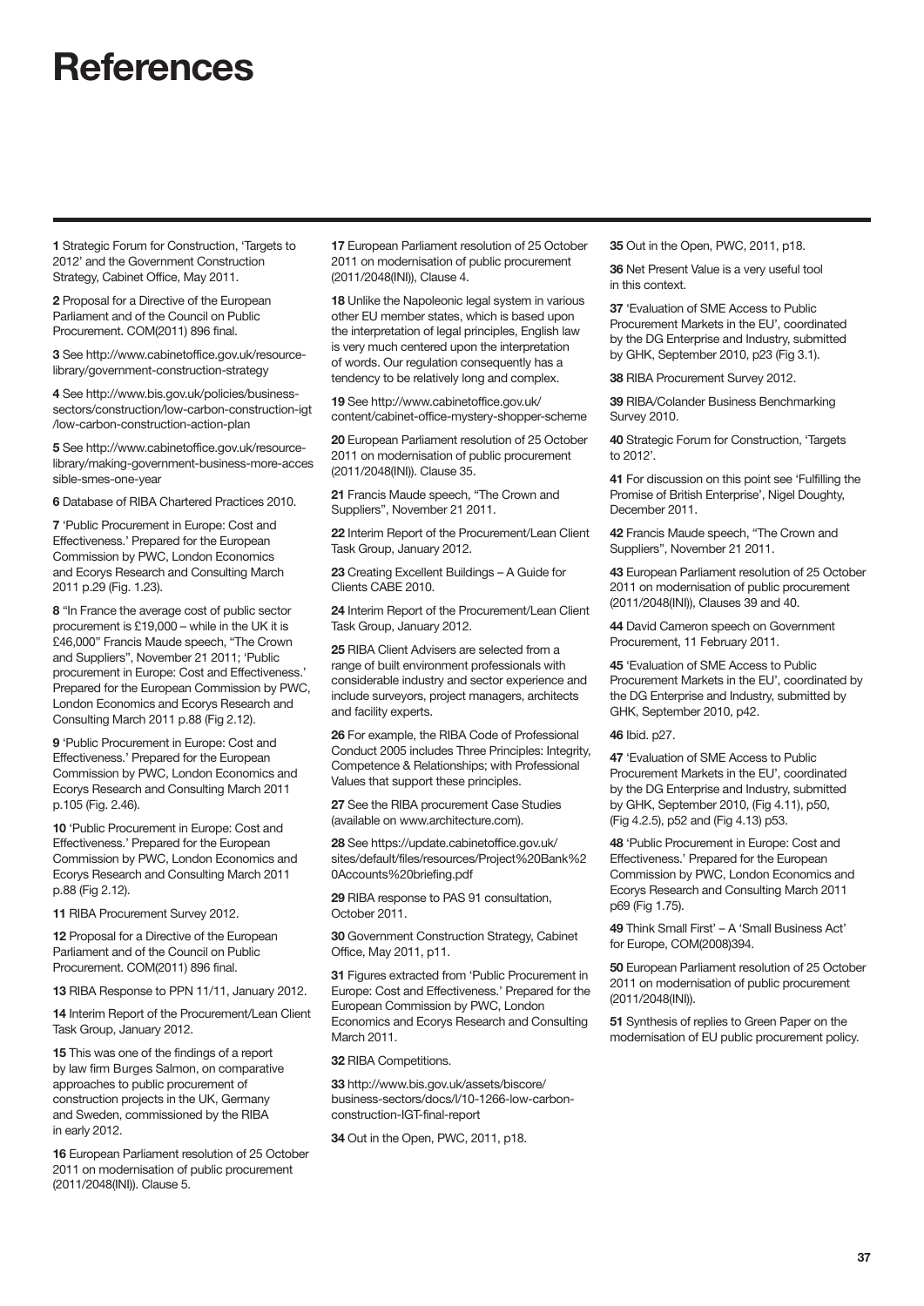# References

**1** Strategic Forum for Construction, 'Targets to 2012' and the Government Construction Strategy, Cabinet Office, May 2011.

**2** Proposal for a Directive of the European Parliament and of the Council on Public Procurement. COM(2011) 896 final.

**3** See http://www.cabinetoffice.gov.uk/resource-library/government-construction-strategy

**4** See http://www.bis.gov.uk/policies/business-sectors/construction/low-carbon-construction-igt/low-carbon-construction-action-plan

**5** See http://www.cabinetoffice.gov.uk/resource-library/making-government-business-more-accessible-smes-one-year

**6** Database of RIBA Chartered Practices 2010.

**7** 'Public Procurement in Europe: Cost and Effectiveness.' Prepared for the European Commission by PWC, London Economics and Ecorys Research and Consulting March 2011 p.29 (Fig. 1.23).

**8** "In France the average cost of public sector procurement is £19,000 – while in the UK it is £46,000" Francis Maude speech, "The Crown and Suppliers", November 21 2011; 'Public procurement in Europe: Cost and Effectiveness.' Prepared for the European Commission by PWC, London Economics and Ecorys Research and Consulting March 2011 p.88 (Fig 2.12).

**9** 'Public Procurement in Europe: Cost and Effectiveness.' Prepared for the European Commission by PWC, London Economics and Ecorys Research and Consulting March 2011 p.105 (Fig. 2.46).

**10** 'Public Procurement in Europe: Cost and Effectiveness.' Prepared for the European Commission by PWC, London Economics and Ecorys Research and Consulting March 2011 p.88 (Fig 2.12).

**11** RIBA Procurement Survey 2012.

**12** Proposal for a Directive of the European Parliament and of the Council on Public Procurement. COM(2011) 896 final.

**13** RIBA Response to PPN 11/11, January 2012.

**14** Interim Report of the Procurement/Lean Client Task Group, January 2012.

**15** This was one of the findings of a report by law firm Burges Salmon, on comparative approaches to public procurement of construction projects in the UK, Germany and Sweden, commissioned by the RIBA in early 2012.

**16** European Parliament resolution of 25 October 2011 on modernisation of public procurement (2011/2048(INI)). Clause 5.

**17** European Parliament resolution of 25 October 2011 on modernisation of public procurement (2011/2048(INI)), Clause 4.

**18** Unlike the Napoleonic legal system in various other EU member states, which is based upon the interpretation of legal principles, English law is very much centered upon the interpretation of words. Our regulation consequently has a tendency to be relatively long and complex.

**19** See http://www.cabinetoffice.gov.uk/content/cabinet-office-mystery-shopper-scheme

**20** European Parliament resolution of 25 October 2011 on modernisation of public procurement (2011/2048(INI)). Clause 35.

**21** Francis Maude speech, "The Crown and Suppliers", November 21 2011.

**22** Interim Report of the Procurement/Lean Client Task Group, January 2012.

**23** Creating Excellent Buildings – A Guide for Clients CABE 2010.

**24** Interim Report of the Procurement/Lean Client Task Group, January 2012.

**25** RIBA Client Advisers are selected from a range of built environment professionals with considerable industry and sector experience and include surveyors, project managers, architects and facility experts.

**26** For example, the RIBA Code of Professional Conduct 2005 includes Three Principles: Integrity, Competence & Relationships; with Professional Values that support these principles.

**27** See the RIBA procurement Case Studies (available on www.architecture.com).

**28** See https://update.cabinetoffice.gov.uk/sites/default/files/resources/Project%20Bank%20Accounts%20briefing.pdf

**29** RIBA response to PAS 91 consultation, October 2011.

**30** Government Construction Strategy, Cabinet Office, May 2011, p11.

**31** Figures extracted from 'Public Procurement in Europe: Cost and Effectiveness.' Prepared for the European Commission by PWC, London Economics and Ecorys Research and Consulting March 2011.

**32** RIBA Competitions.

**33** http://www.bis.gov.uk/assets/biscore/business-sectors/docs/l/10-1266-low-carbon-construction-IGT-final-report

**34** Out in the Open, PWC, 2011, p18.

**35** Out in the Open, PWC, 2011, p18.

**36** Net Present Value is a very useful tool in this context.

**37** 'Evaluation of SME Access to Public Procurement Markets in the EU', coordinated by the DG Enterprise and Industry, submitted by GHK, September 2010, p23 (Fig 3.1).

**38** RIBA Procurement Survey 2012.

**39** RIBA/Colander Business Benchmarking Survey 2010.

**40** Strategic Forum for Construction, 'Targets to 2012'.

**41** For discussion on this point see 'Fulfilling the Promise of British Enterprise', Nigel Doughty, December 2011.

**42** Francis Maude speech, "The Crown and Suppliers", November 21 2011.

**43** European Parliament resolution of 25 October 2011 on modernisation of public procurement (2011/2048(INI)), Clauses 39 and 40.

**44** David Cameron speech on Government Procurement, 11 February 2011.

**45** 'Evaluation of SME Access to Public Procurement Markets in the EU', coordinated by the DG Enterprise and Industry, submitted by GHK, September 2010, p42.

**46** Ibid. p27.

**47** 'Evaluation of SME Access to Public Procurement Markets in the EU', coordinated by the DG Enterprise and Industry, submitted by GHK, September 2010, (Fig 4.11), p50, (Fig 4.2.5), p52 and (Fig 4.13) p53.

**48** 'Public Procurement in Europe: Cost and Effectiveness.' Prepared for the European Commission by PWC, London Economics and Ecorys Research and Consulting March 2011 p69 (Fig 1.75).

**49** Think Small First' – A 'Small Business Act' for Europe, COM(2008)394.

**50** European Parliament resolution of 25 October 2011 on modernisation of public procurement (2011/2048(INI)).

**51** Synthesis of replies to Green Paper on the modernisation of EU public procurement policy.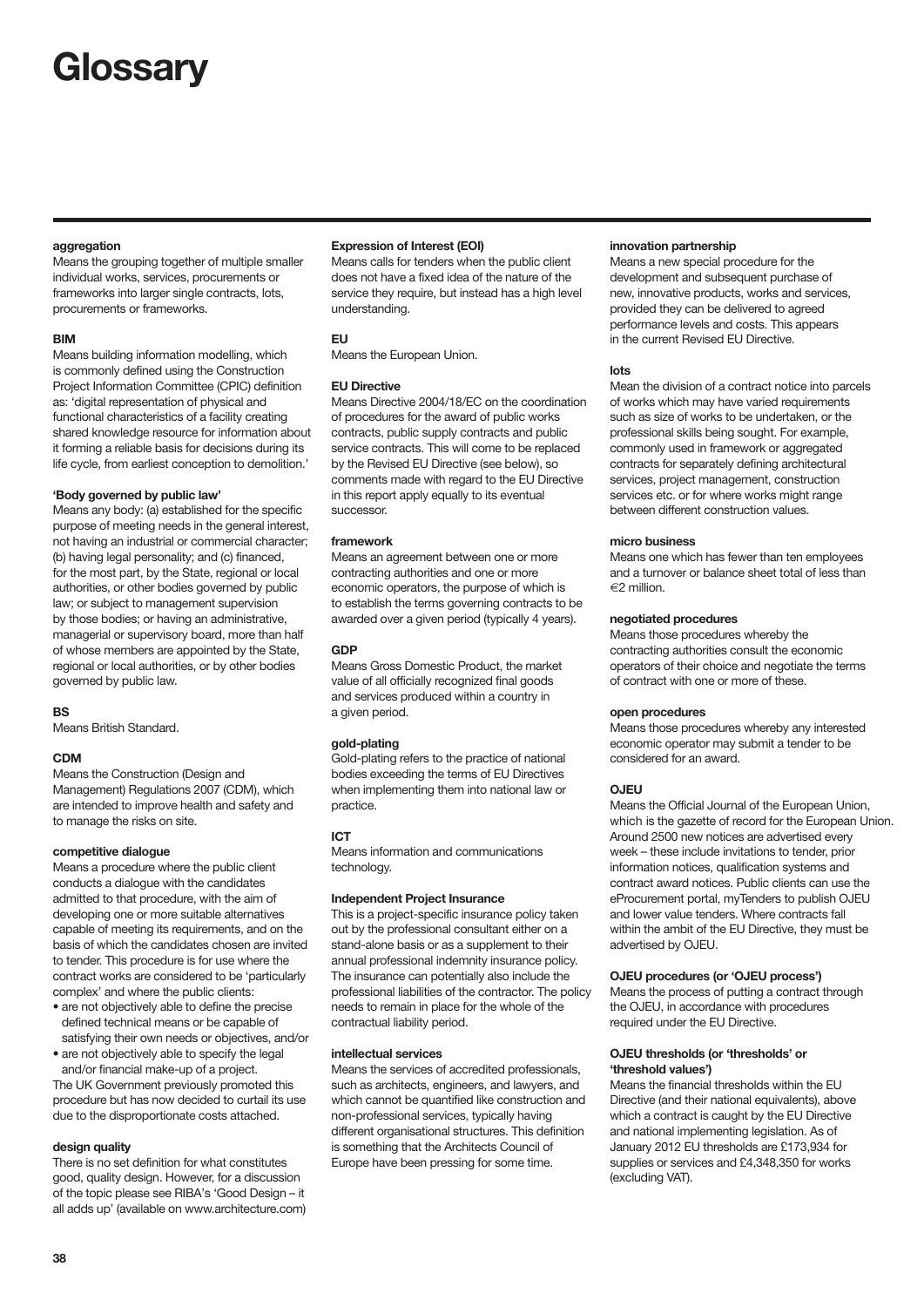# Glossary

**aggregation**
Means the grouping together of multiple smaller individual works, services, procurements or frameworks into larger single contracts, lots, procurements or frameworks.

**BIM**
Means building information modelling, which is commonly defined using the Construction Project Information Committee (CPIC) definition as: 'digital representation of physical and functional characteristics of a facility creating shared knowledge resource for information about it forming a reliable basis for decisions during its life cycle, from earliest conception to demolition.'

**'Body governed by public law'**
Means any body: (a) established for the specific purpose of meeting needs in the general interest, not having an industrial or commercial character; (b) having legal personality; and (c) financed, for the most part, by the State, regional or local authorities, or other bodies governed by public law; or subject to management supervision by those bodies; or having an administrative, managerial or supervisory board, more than half of whose members are appointed by the State, regional or local authorities, or by other bodies governed by public law.

**BS**
Means British Standard.

**CDM**
Means the Construction (Design and Management) Regulations 2007 (CDM), which are intended to improve health and safety and to manage the risks on site.

**competitive dialogue**
Means a procedure where the public client conducts a dialogue with the candidates admitted to that procedure, with the aim of developing one or more suitable alternatives capable of meeting its requirements, and on the basis of which the candidates chosen are invited to tender. This procedure is for use where the contract works are considered to be 'particularly complex' and where the public clients:

- are not objectively able to define the precise defined technical means or be capable of satisfying their own needs or objectives, and/or
- are not objectively able to specify the legal and/or financial make-up of a project.

The UK Government previously promoted this procedure but has now decided to curtail its use due to the disproportionate costs attached.

**design quality**
There is no set definition for what constitutes good, quality design. However, for a discussion of the topic please see RIBA's 'Good Design – it all adds up' (available on www.architecture.com)

**Expression of Interest (EOI)**
Means calls for tenders when the public client does not have a fixed idea of the nature of the service they require, but instead has a high level understanding.

**EU**
Means the European Union.

**EU Directive**
Means Directive 2004/18/EC on the coordination of procedures for the award of public works contracts, public supply contracts and public service contracts. This will come to be replaced by the Revised EU Directive (see below), so comments made with regard to the EU Directive in this report apply equally to its eventual successor.

**framework**
Means an agreement between one or more contracting authorities and one or more economic operators, the purpose of which is to establish the terms governing contracts to be awarded over a given period (typically 4 years).

**GDP**
Means Gross Domestic Product, the market value of all officially recognized final goods and services produced within a country in a given period.

**gold-plating**
Gold-plating refers to the practice of national bodies exceeding the terms of EU Directives when implementing them into national law or practice.

**ICT**
Means information and communications technology.

**Independent Project Insurance**
This is a project-specific insurance policy taken out by the professional consultant either on a stand-alone basis or as a supplement to their annual professional indemnity insurance policy. The insurance can potentially also include the professional liabilities of the contractor. The policy needs to remain in place for the whole of the contractual liability period.

**intellectual services**
Means the services of accredited professionals, such as architects, engineers, and lawyers, and which cannot be quantified like construction and non-professional services, typically having different organisational structures. This definition is something that the Architects Council of Europe have been pressing for some time.

**innovation partnership**
Means a new special procedure for the development and subsequent purchase of new, innovative products, works and services, provided they can be delivered to agreed performance levels and costs. This appears in the current Revised EU Directive.

**lots**
Mean the division of a contract notice into parcels of works which may have varied requirements such as size of works to be undertaken, or the professional skills being sought. For example, commonly used in framework or aggregated contracts for separately defining architectural services, project management, construction services etc. or for where works might range between different construction values.

**micro business**
Means one which has fewer than ten employees and a turnover or balance sheet total of less than €2 million.

**negotiated procedures**
Means those procedures whereby the contracting authorities consult the economic operators of their choice and negotiate the terms of contract with one or more of these.

**open procedures**
Means those procedures whereby any interested economic operator may submit a tender to be considered for an award.

**OJEU**
Means the Official Journal of the European Union, which is the gazette of record for the European Union. Around 2500 new notices are advertised every week – these include invitations to tender, prior information notices, qualification systems and contract award notices. Public clients can use the eProcurement portal, myTenders to publish OJEU and lower value tenders. Where contracts fall within the ambit of the EU Directive, they must be advertised by OJEU.

**OJEU procedures (or 'OJEU process')**
Means the process of putting a contract through the OJEU, in accordance with procedures required under the EU Directive.

**OJEU thresholds (or 'thresholds' or 'threshold values')**
Means the financial thresholds within the EU Directive (and their national equivalents), above which a contract is caught by the EU Directive and national implementing legislation. As of January 2012 EU thresholds are £173,934 for supplies or services and £4,348,350 for works (excluding VAT).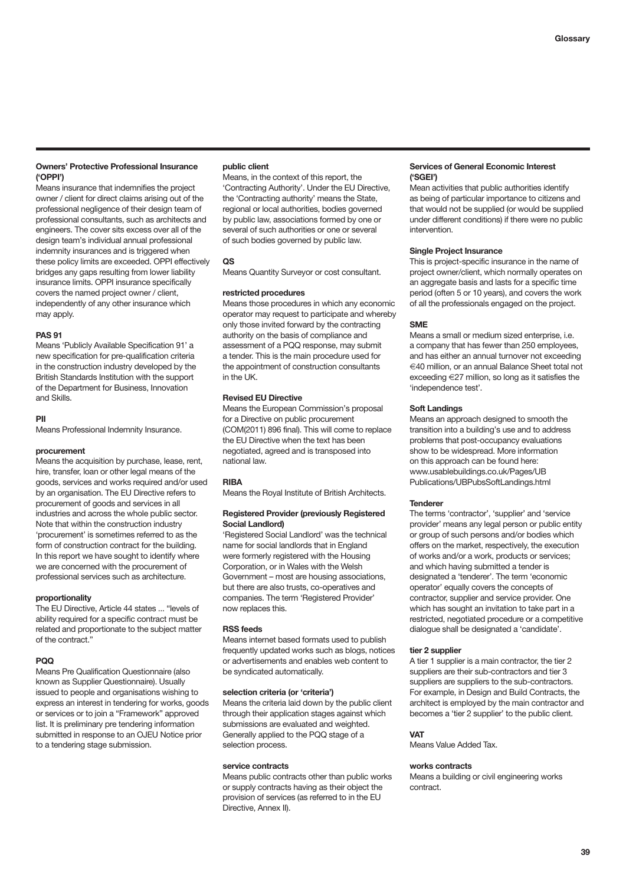**Owners' Protective Professional Insurance ('OPPI')**

Means insurance that indemnifies the project owner / client for direct claims arising out of the professional negligence of their design team of professional consultants, such as architects and engineers. The cover sits excess over all of the design team's individual annual professional indemnity insurances and is triggered when these policy limits are exceeded. OPPI effectively bridges any gaps resulting from lower liability insurance limits. OPPI insurance specifically covers the named project owner / client, independently of any other insurance which may apply.

**PAS 91**

Means 'Publicly Available Specification 91' a new specification for pre-qualification criteria in the construction industry developed by the British Standards Institution with the support of the Department for Business, Innovation and Skills.

**PII**

Means Professional Indemnity Insurance.

**procurement**

Means the acquisition by purchase, lease, rent, hire, transfer, loan or other legal means of the goods, services and works required and/or used by an organisation. The EU Directive refers to procurement of goods and services in all industries and across the whole public sector. Note that within the construction industry 'procurement' is sometimes referred to as the form of construction contract for the building. In this report we have sought to identify where we are concerned with the procurement of professional services such as architecture.

**proportionality**

The EU Directive, Article 44 states ... "levels of ability required for a specific contract must be related and proportionate to the subject matter of the contract."

**PQQ**

Means Pre Qualification Questionnaire (also known as Supplier Questionnaire). Usually issued to people and organisations wishing to express an interest in tendering for works, goods or services or to join a "Framework" approved list. It is preliminary pre tendering information submitted in response to an OJEU Notice prior to a tendering stage submission.

**public client**

Means, in the context of this report, the 'Contracting Authority'. Under the EU Directive, the 'Contracting authority' means the State, regional or local authorities, bodies governed by public law, associations formed by one or several of such authorities or one or several of such bodies governed by public law.

**QS**

Means Quantity Surveyor or cost consultant.

**restricted procedures**

Means those procedures in which any economic operator may request to participate and whereby only those invited forward by the contracting authority on the basis of compliance and assessment of a PQQ response, may submit a tender. This is the main procedure used for the appointment of construction consultants in the UK.

**Revised EU Directive**

Means the European Commission's proposal for a Directive on public procurement (COM(2011) 896 final). This will come to replace the EU Directive when the text has been negotiated, agreed and is transposed into national law.

**RIBA**

Means the Royal Institute of British Architects.

**Registered Provider (previously Registered Social Landlord)**

'Registered Social Landlord' was the technical name for social landlords that in England were formerly registered with the Housing Corporation, or in Wales with the Welsh Government – most are housing associations, but there are also trusts, co-operatives and companies. The term 'Registered Provider' now replaces this.

**RSS feeds**

Means internet based formats used to publish frequently updated works such as blogs, notices or advertisements and enables web content to be syndicated automatically.

**selection criteria (or 'criteria')**

Means the criteria laid down by the public client through their application stages against which submissions are evaluated and weighted. Generally applied to the PQQ stage of a selection process.

**service contracts**

Means public contracts other than public works or supply contracts having as their object the provision of services (as referred to in the EU Directive, Annex II).

**Services of General Economic Interest ('SGEI')**

Mean activities that public authorities identify as being of particular importance to citizens and that would not be supplied (or would be supplied under different conditions) if there were no public intervention.

**Single Project Insurance**

This is project-specific insurance in the name of project owner/client, which normally operates on an aggregate basis and lasts for a specific time period (often 5 or 10 years), and covers the work of all the professionals engaged on the project.

**SME**

Means a small or medium sized enterprise, i.e. a company that has fewer than 250 employees, and has either an annual turnover not exceeding €40 million, or an annual Balance Sheet total not exceeding €27 million, so long as it satisfies the 'independence test'.

**Soft Landings**

Means an approach designed to smooth the transition into a building's use and to address problems that post-occupancy evaluations show to be widespread. More information on this approach can be found here: www.usablebuildings.co.uk/Pages/UBPublications/UBPubsSoftLandings.html

**Tenderer**

The terms 'contractor', 'supplier' and 'service provider' means any legal person or public entity or group of such persons and/or bodies which offers on the market, respectively, the execution of works and/or a work, products or services; and which having submitted a tender is designated a 'tenderer'. The term 'economic operator' equally covers the concepts of contractor, supplier and service provider. One which has sought an invitation to take part in a restricted, negotiated procedure or a competitive dialogue shall be designated a 'candidate'.

**tier 2 supplier**

A tier 1 supplier is a main contractor, the tier 2 suppliers are their sub-contractors and tier 3 suppliers are suppliers to the sub-contractors. For example, in Design and Build Contracts, the architect is employed by the main contractor and becomes a 'tier 2 supplier' to the public client.

**VAT**

Means Value Added Tax.

**works contracts**

Means a building or civil engineering works contract.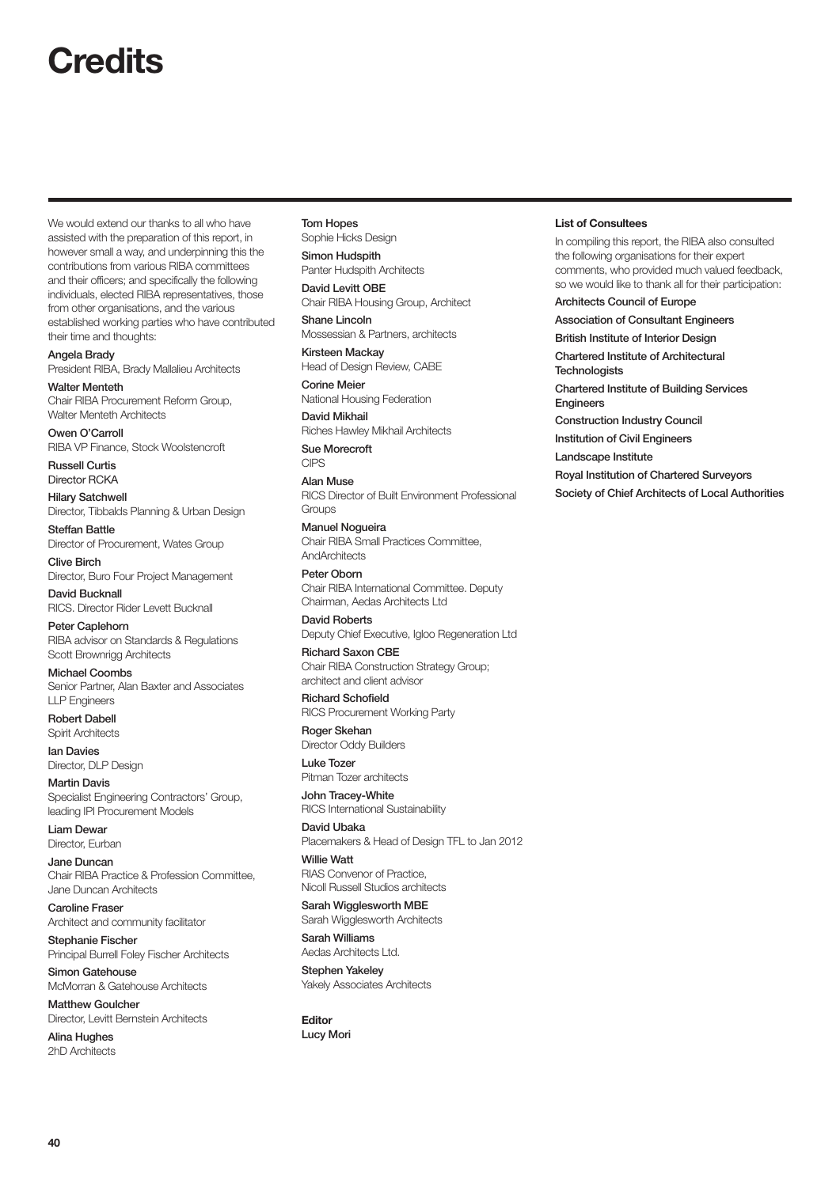# Credits

We would extend our thanks to all who have assisted with the preparation of this report, in however small a way, and underpinning this the contributions from various RIBA committees and their officers; and specifically the following individuals, elected RIBA representatives, those from other organisations, and the various established working parties who have contributed their time and thoughts:

**Angela Brady**
President RIBA, Brady Mallalieu Architects

**Walter Menteth**
Chair RIBA Procurement Reform Group, Walter Menteth Architects

**Owen O'Carroll**
RIBA VP Finance, Stock Woolstencroft

**Russell Curtis**
Director RCKA

**Hilary Satchwell**
Director, Tibbalds Planning & Urban Design

**Steffan Battle**
Director of Procurement, Wates Group

**Clive Birch**
Director, Buro Four Project Management

**David Bucknall**
RICS. Director Rider Levett Bucknall

**Peter Caplehorn**
RIBA advisor on Standards & Regulations Scott Brownrigg Architects

**Michael Coombs**
Senior Partner, Alan Baxter and Associates LLP Engineers

**Robert Dabell**
Spirit Architects

**Ian Davies**
Director, DLP Design

**Martin Davis**
Specialist Engineering Contractors' Group, leading IPI Procurement Models

**Liam Dewar**
Director, Eurban

**Jane Duncan**
Chair RIBA Practice & Profession Committee, Jane Duncan Architects

**Caroline Fraser**
Architect and community facilitator

**Stephanie Fischer**
Principal Burrell Foley Fischer Architects

**Simon Gatehouse**
McMorran & Gatehouse Architects

**Matthew Goulcher**
Director, Levitt Bernstein Architects

**Alina Hughes**
2hD Architects

**Tom Hopes**
Sophie Hicks Design

**Simon Hudspith**
Panter Hudspith Architects

**David Levitt OBE**
Chair RIBA Housing Group, Architect

**Shane Lincoln**
Mossessian & Partners, architects

**Kirsteen Mackay**
Head of Design Review, CABE

**Corine Meier**
National Housing Federation

**David Mikhail**
Riches Hawley Mikhail Architects

**Sue Morecroft**
CIPS

**Alan Muse**
RICS Director of Built Environment Professional Groups

**Manuel Nogueira**
Chair RIBA Small Practices Committee, AndArchitects

**Peter Oborn**
Chair RIBA International Committee. Deputy Chairman, Aedas Architects Ltd

**David Roberts**
Deputy Chief Executive, Igloo Regeneration Ltd

**Richard Saxon CBE**
Chair RIBA Construction Strategy Group; architect and client advisor

**Richard Schofield**
RICS Procurement Working Party

**Roger Skehan**
Director Oddy Builders

**Luke Tozer**
Pitman Tozer architects

**John Tracey-White**
RICS International Sustainability

**David Ubaka**
Placemakers & Head of Design TFL to Jan 2012

**Willie Watt**
RIAS Convenor of Practice, Nicoll Russell Studios architects

**Sarah Wigglesworth MBE**
Sarah Wigglesworth Architects

**Sarah Williams**
Aedas Architects Ltd.

**Stephen Yakeley**
Yakely Associates Architects

**Editor**
**Lucy Mori**

**List of Consultees**

In compiling this report, the RIBA also consulted the following organisations for their expert comments, who provided much valued feedback, so we would like to thank all for their participation:

Architects Council of Europe

Association of Consultant Engineers

British Institute of Interior Design

Chartered Institute of Architectural Technologists

Chartered Institute of Building Services Engineers

Construction Industry Council

Institution of Civil Engineers

Landscape Institute

Royal Institution of Chartered Surveyors

Society of Chief Architects of Local Authorities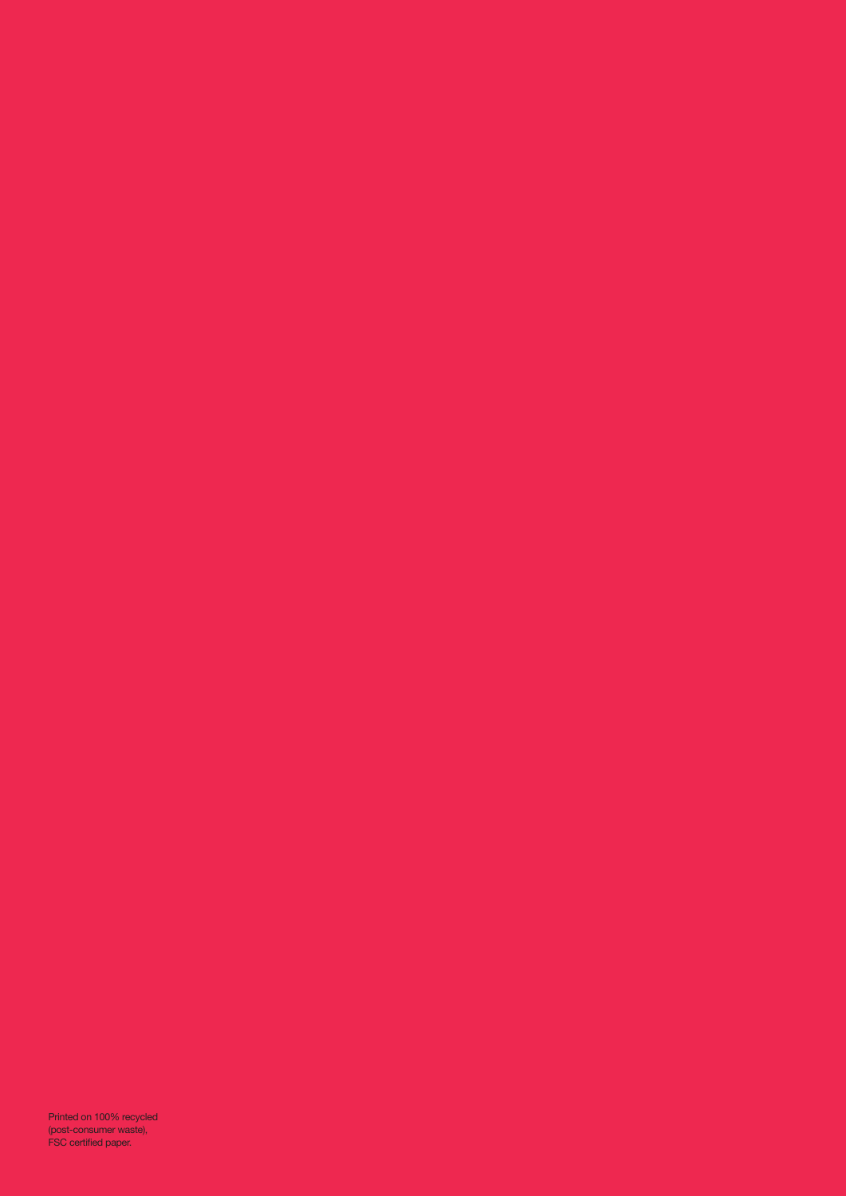Printed on 100% recycled
(post-consumer waste),
FSC certified paper.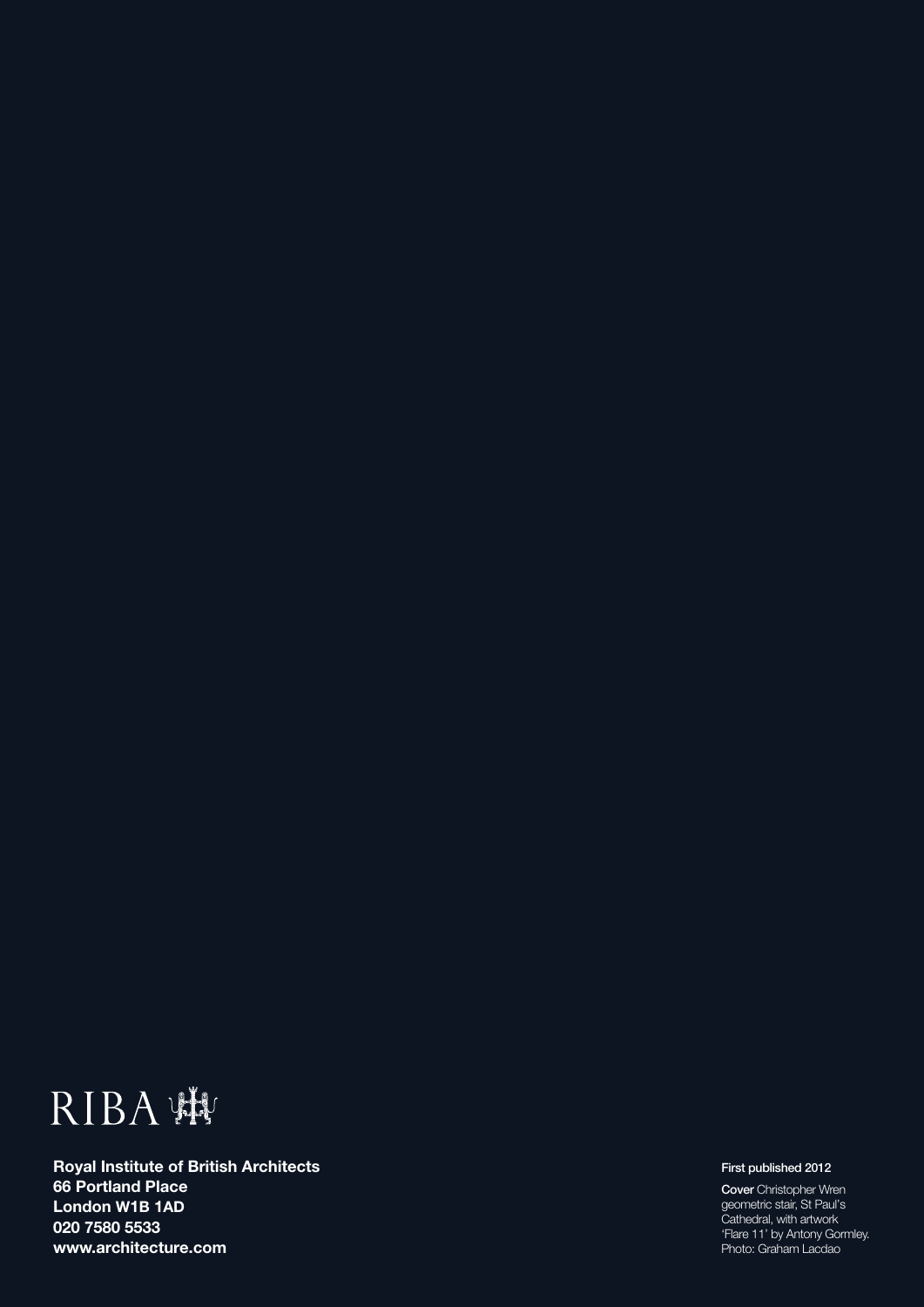RIBA

**Royal Institute of British Architects**
**66 Portland Place**
**London W1B 1AD**
**020 7580 5533**
**www.architecture.com**

First published 2012

**Cover** Christopher Wren geometric stair, St Paul's Cathedral, with artwork 'Flare 11' by Antony Gormley. Photo: Graham Lacdao